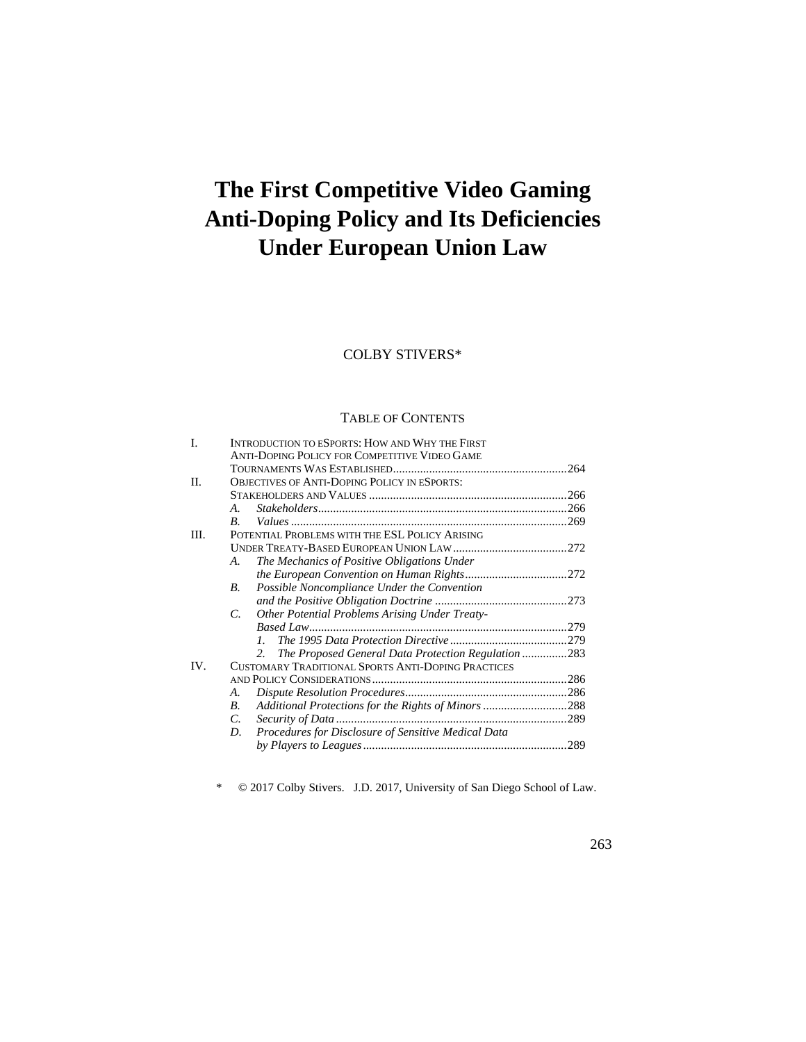# The First Competitive Video Gaming Anti-Doping Policy and Its Deficiencies Under European Union Law

COLBY STIVERS*

TABLE OF CONTENTS

| | | |
|---|---|---|
| I. | INTRODUCTION TO eSPORTS: HOW AND WHY THE FIRST ANTI-DOPING POLICY FOR COMPETITIVE VIDEO GAME TOURNAMENTS WAS ESTABLISHED | 264 |
| II. | OBJECTIVES OF ANTI-DOPING POLICY IN eSPORTS: STAKEHOLDERS AND VALUES | 266 |
| | *A. Stakeholders* | 266 |
| | *B. Values* | 269 |
| III. | POTENTIAL PROBLEMS WITH THE ESL POLICY ARISING UNDER TREATY-BASED EUROPEAN UNION LAW | 272 |
| | *A. The Mechanics of Positive Obligations Under the European Convention on Human Rights* | 272 |
| | *B. Possible Noncompliance Under the Convention and the Positive Obligation Doctrine* | 273 |
| | *C. Other Potential Problems Arising Under Treaty-Based Law* | 279 |
| | *1. The 1995 Data Protection Directive* | 279 |
| | *2. The Proposed General Data Protection Regulation* | 283 |
| IV. | CUSTOMARY TRADITIONAL SPORTS ANTI-DOPING PRACTICES AND POLICY CONSIDERATIONS | 286 |
| | *A. Dispute Resolution Procedures* | 286 |
| | *B. Additional Protections for the Rights of Minors* | 288 |
| | *C. Security of Data* | 289 |
| | *D. Procedures for Disclosure of Sensitive Medical Data by Players to Leagues* | 289 |

\* © 2017 Colby Stivers. J.D. 2017, University of San Diego School of Law.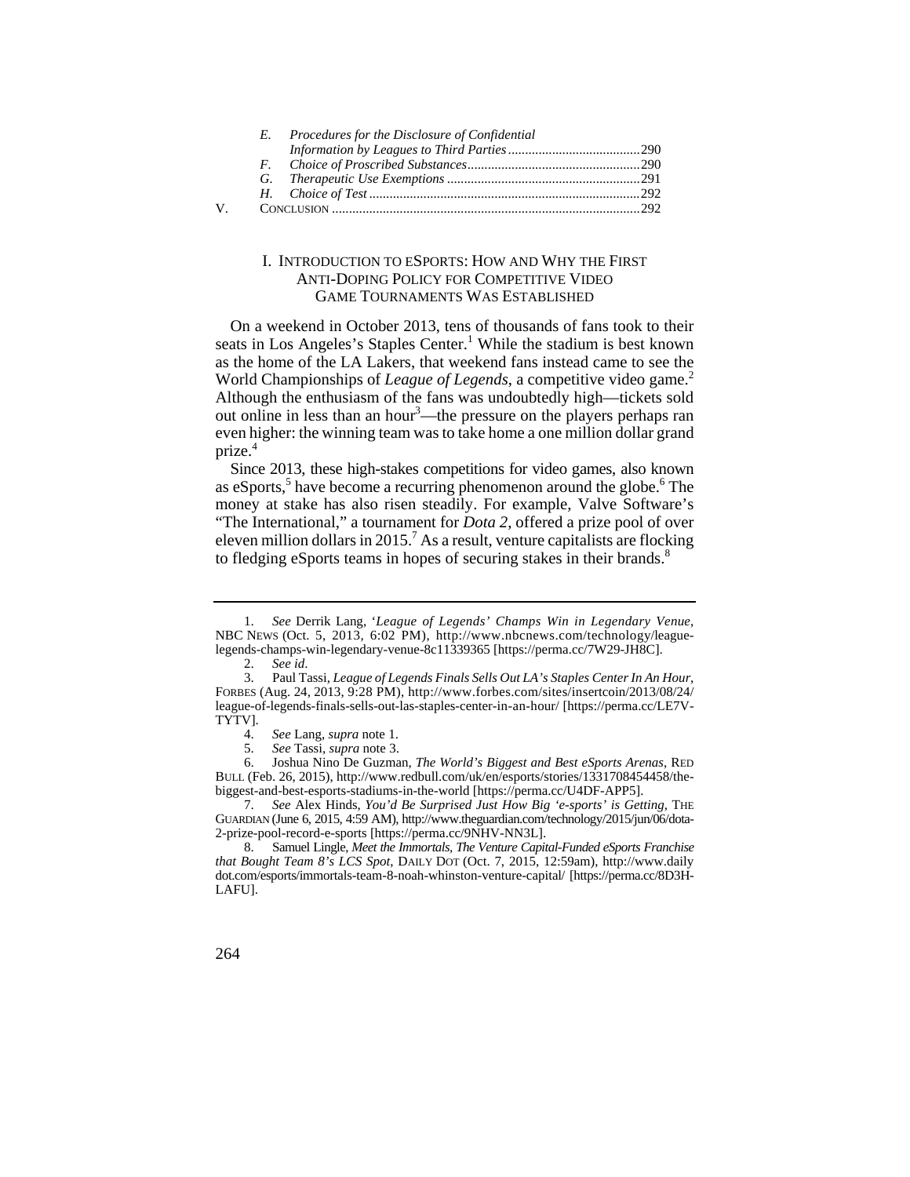- E. *Procedures for the Disclosure of Confidential Information by Leagues to Third Parties* .......................................290
- F. *Choice of Proscribed Substances*...................................................290
- G. *Therapeutic Use Exemptions* .........................................................291
- H. *Choice of Test* ................................................................................292

V. CONCLUSION ..........................................................................................292

## I. INTRODUCTION TO eSPORTS: HOW AND WHY THE FIRST ANTI-DOPING POLICY FOR COMPETITIVE VIDEO GAME TOURNAMENTS WAS ESTABLISHED

On a weekend in October 2013, tens of thousands of fans took to their seats in Los Angeles's Staples Center.[1] While the stadium is best known as the home of the LA Lakers, that weekend fans instead came to see the World Championships of *League of Legends*, a competitive video game.[2] Although the enthusiasm of the fans was undoubtedly high—tickets sold out online in less than an hour[3]—the pressure on the players perhaps ran even higher: the winning team was to take home a one million dollar grand prize.[4]

Since 2013, these high-stakes competitions for video games, also known as eSports,[5] have become a recurring phenomenon around the globe.[6] The money at stake has also risen steadily. For example, Valve Software's "The International," a tournament for *Dota 2*, offered a prize pool of over eleven million dollars in 2015.[7] As a result, venture capitalists are flocking to fledging eSports teams in hopes of securing stakes in their brands.[8]

---

1. *See* Derrik Lang, '*League of Legends' Champs Win in Legendary Venue*, NBC NEWS (Oct. 5, 2013, 6:02 PM), http://www.nbcnews.com/technology/league-legends-champs-win-legendary-venue-8c11339365 [https://perma.cc/7W29-JH8C].
2. *See id*.
3. Paul Tassi, *League of Legends Finals Sells Out LA's Staples Center In An Hour*, FORBES (Aug. 24, 2013, 9:28 PM), http://www.forbes.com/sites/insertcoin/2013/08/24/league-of-legends-finals-sells-out-las-staples-center-in-an-hour/ [https://perma.cc/LE7V-TYTV].
4. *See* Lang, *supra* note 1.
5. *See* Tassi, *supra* note 3.
6. Joshua Nino De Guzman, *The World's Biggest and Best eSports Arenas*, RED BULL (Feb. 26, 2015), http://www.redbull.com/uk/en/esports/stories/1331708454458/the-biggest-and-best-esports-stadiums-in-the-world [https://perma.cc/U4DF-APP5].
7. *See* Alex Hinds, *You'd Be Surprised Just How Big 'e-sports' is Getting*, THE GUARDIAN (June 6, 2015, 4:59 AM), http://www.theguardian.com/technology/2015/jun/06/dota-2-prize-pool-record-e-sports [https://perma.cc/9NHV-NN3L].
8. Samuel Lingle, *Meet the Immortals, The Venture Capital-Funded eSports Franchise that Bought Team 8's LCS Spot*, DAILY DOT (Oct. 7, 2015, 12:59am), http://www.dailydot.com/esports/immortals-team-8-noah-whinston-venture-capital/ [https://perma.cc/8D3H-LAFU].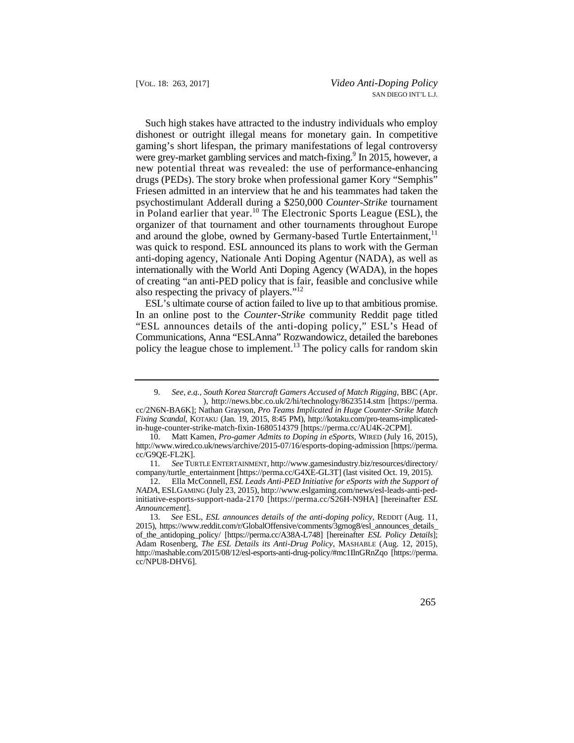Such high stakes have attracted to the industry individuals who employ dishonest or outright illegal means for monetary gain. In competitive gaming's short lifespan, the primary manifestations of legal controversy were grey-market gambling services and match-fixing.[9] In 2015, however, a new potential threat was revealed: the use of performance-enhancing drugs (PEDs). The story broke when professional gamer Kory "Semphis" Friesen admitted in an interview that he and his teammates had taken the psychostimulant Adderall during a $250,000 *Counter-Strike* tournament in Poland earlier that year.[10] The Electronic Sports League (ESL), the organizer of that tournament and other tournaments throughout Europe and around the globe, owned by Germany-based Turtle Entertainment,[11] was quick to respond. ESL announced its plans to work with the German anti-doping agency, Nationale Anti Doping Agentur (NADA), as well as internationally with the World Anti Doping Agency (WADA), in the hopes of creating "an anti-PED policy that is fair, feasible and conclusive while also respecting the privacy of players."[12]

ESL's ultimate course of action failed to live up to that ambitious promise. In an online post to the *Counter-Strike* community Reddit page titled "ESL announces details of the anti-doping policy," ESL's Head of Communications, Anna "ESLAnna" Rozwandowicz, detailed the barebones policy the league chose to implement.[13] The policy calls for random skin

---

9. *See, e.g.*, *South Korea Starcraft Gamers Accused of Match Rigging*, BBC (Apr. ), http://news.bbc.co.uk/2/hi/technology/8623514.stm [https://perma.cc/2N6N-BA6K]; Nathan Grayson, *Pro Teams Implicated in Huge Counter-Strike Match Fixing Scandal*, KOTAKU (Jan. 19, 2015, 8:45 PM), http://kotaku.com/pro-teams-implicated-in-huge-counter-strike-match-fixin-1680514379 [https://perma.cc/AU4K-2CPM].

10. Matt Kamen, *Pro-gamer Admits to Doping in eSports*, WIRED (July 16, 2015), http://www.wired.co.uk/news/archive/2015-07/16/esports-doping-admission [https://perma.cc/G9QE-FL2K].

11. *See* TURTLE ENTERTAINMENT, http://www.gamesindustry.biz/resources/directory/company/turtle_entertainment [https://perma.cc/G4XE-GL3T] (last visited Oct. 19, 2015).

12. Ella McConnell, *ESL Leads Anti-PED Initiative for eSports with the Support of NADA*, ESLGAMING (July 23, 2015), http://www.eslgaming.com/news/esl-leads-anti-ped-initiative-esports-support-nada-2170 [https://perma.cc/S26H-N9HA] [hereinafter *ESL Announcement*].

13. *See* ESL, *ESL announces details of the anti-doping policy*, REDDIT (Aug. 11, 2015), https://www.reddit.com/r/GlobalOffensive/comments/3gmog8/esl_announces_details_of_the_antidoping_policy/ [https://perma.cc/A38A-L748] [hereinafter *ESL Policy Details*]; Adam Rosenberg, *The ESL Details its Anti-Drug Policy*, MASHABLE (Aug. 12, 2015), http://mashable.com/2015/08/12/esl-esports-anti-drug-policy/#mc1IlnGRnZqo [https://perma.cc/NPU8-DHV6].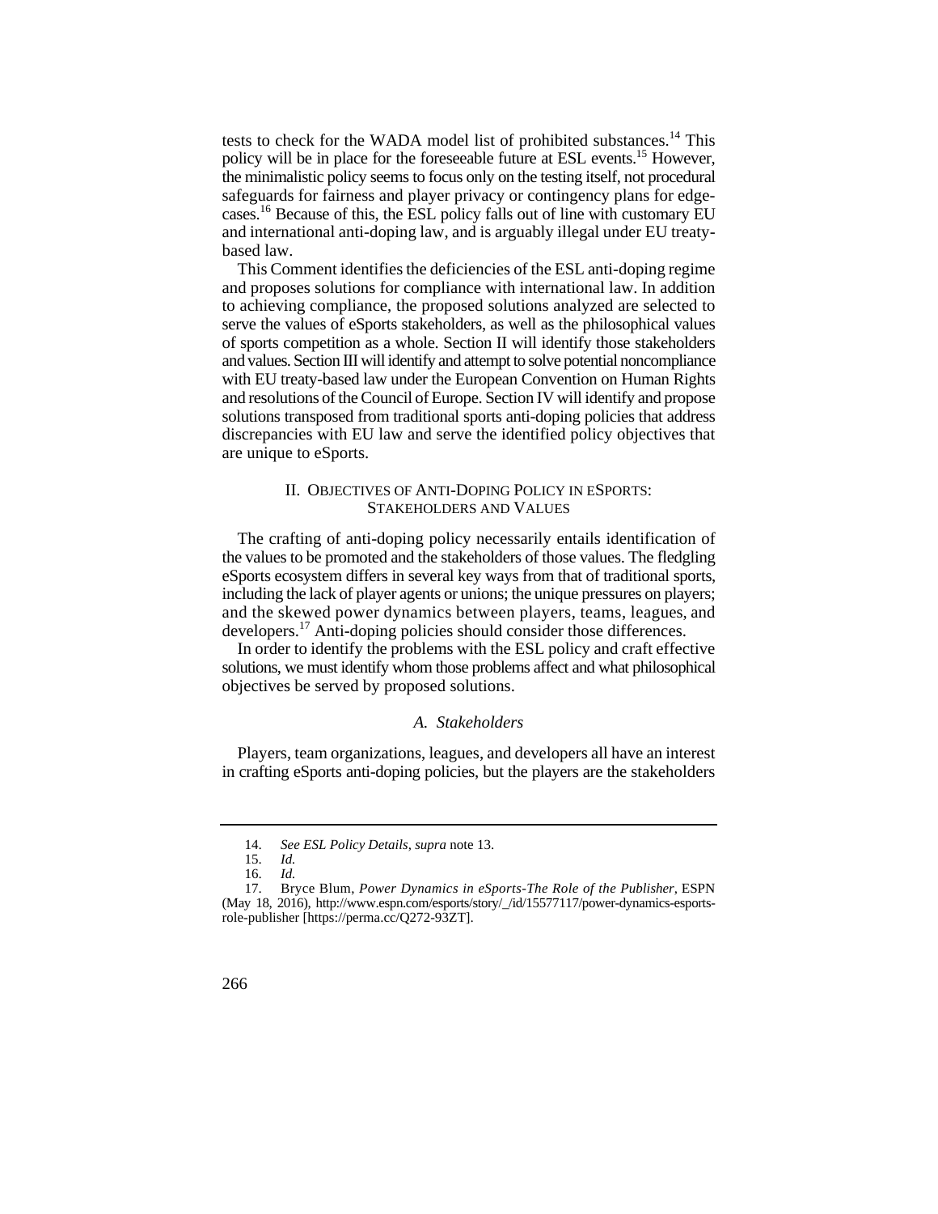tests to check for the WADA model list of prohibited substances.[14] This policy will be in place for the foreseeable future at ESL events.[15] However, the minimalistic policy seems to focus only on the testing itself, not procedural safeguards for fairness and player privacy or contingency plans for edge-cases.[16] Because of this, the ESL policy falls out of line with customary EU and international anti-doping law, and is arguably illegal under EU treaty-based law.

This Comment identifies the deficiencies of the ESL anti-doping regime and proposes solutions for compliance with international law. In addition to achieving compliance, the proposed solutions analyzed are selected to serve the values of eSports stakeholders, as well as the philosophical values of sports competition as a whole. Section II will identify those stakeholders and values. Section III will identify and attempt to solve potential noncompliance with EU treaty-based law under the European Convention on Human Rights and resolutions of the Council of Europe. Section IV will identify and propose solutions transposed from traditional sports anti-doping policies that address discrepancies with EU law and serve the identified policy objectives that are unique to eSports.

## II. OBJECTIVES OF ANTI-DOPING POLICY IN ESPORTS: STAKEHOLDERS AND VALUES

The crafting of anti-doping policy necessarily entails identification of the values to be promoted and the stakeholders of those values. The fledgling eSports ecosystem differs in several key ways from that of traditional sports, including the lack of player agents or unions; the unique pressures on players; and the skewed power dynamics between players, teams, leagues, and developers.[17] Anti-doping policies should consider those differences.

In order to identify the problems with the ESL policy and craft effective solutions, we must identify whom those problems affect and what philosophical objectives be served by proposed solutions.

### *A. Stakeholders*

Players, team organizations, leagues, and developers all have an interest in crafting eSports anti-doping policies, but the players are the stakeholders

---

14. *See ESL Policy Details*, *supra* note 13.

15. *Id.*

16. *Id.*

17. Bryce Blum, *Power Dynamics in eSports-The Role of the Publisher*, ESPN (May 18, 2016), http://www.espn.com/esports/story/_/id/15577117/power-dynamics-esports-role-publisher [https://perma.cc/Q272-93ZT].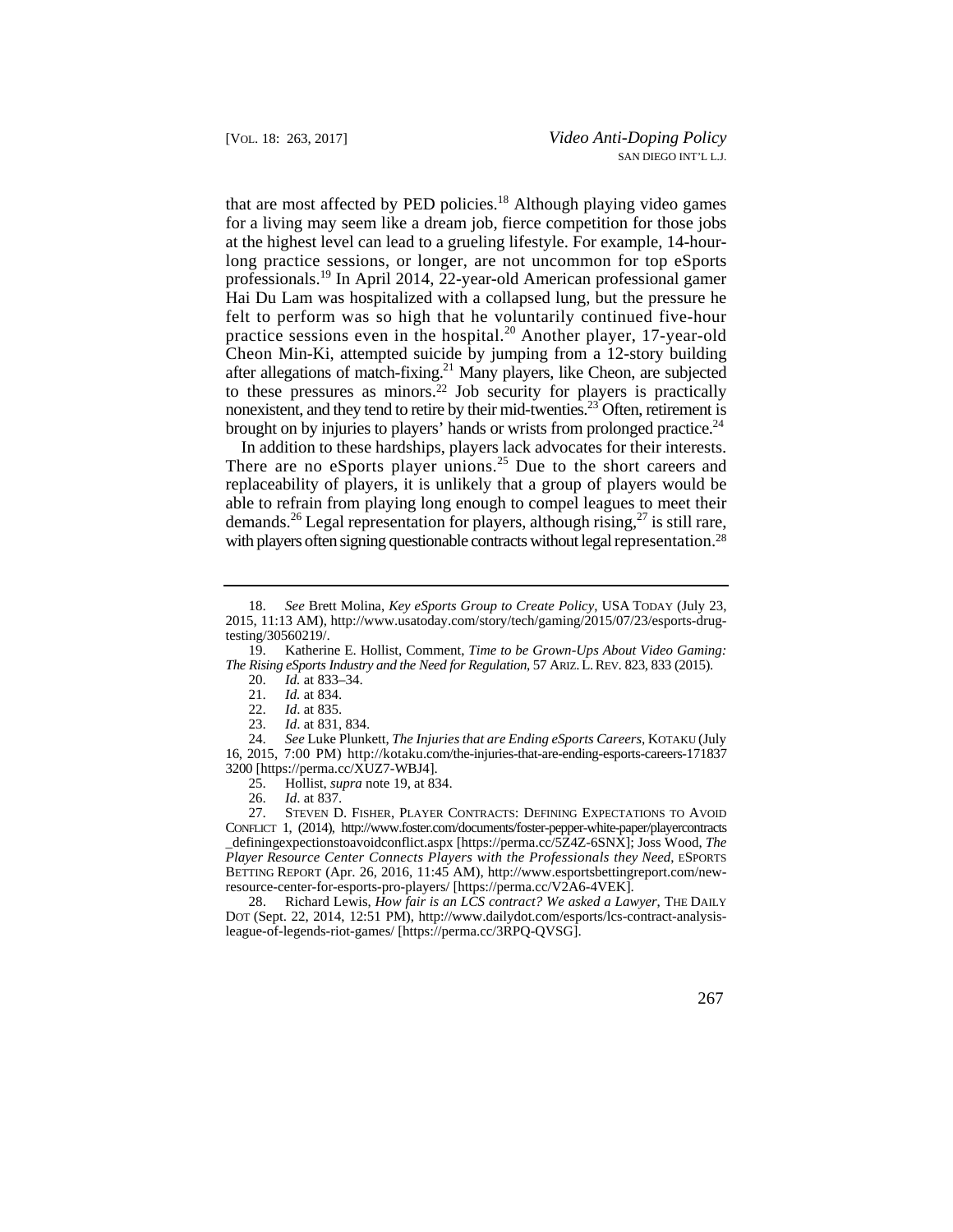that are most affected by PED policies.[18] Although playing video games for a living may seem like a dream job, fierce competition for those jobs at the highest level can lead to a grueling lifestyle. For example, 14-hour-long practice sessions, or longer, are not uncommon for top eSports professionals.[19] In April 2014, 22-year-old American professional gamer Hai Du Lam was hospitalized with a collapsed lung, but the pressure he felt to perform was so high that he voluntarily continued five-hour practice sessions even in the hospital.[20] Another player, 17-year-old Cheon Min-Ki, attempted suicide by jumping from a 12-story building after allegations of match-fixing.[21] Many players, like Cheon, are subjected to these pressures as minors.[22] Job security for players is practically nonexistent, and they tend to retire by their mid-twenties.[23] Often, retirement is brought on by injuries to players' hands or wrists from prolonged practice.[24]

In addition to these hardships, players lack advocates for their interests. There are no eSports player unions.[25] Due to the short careers and replaceability of players, it is unlikely that a group of players would be able to refrain from playing long enough to compel leagues to meet their demands.[26] Legal representation for players, although rising,[27] is still rare, with players often signing questionable contracts without legal representation.[28]

---

18. *See* Brett Molina, *Key eSports Group to Create Policy*, USA TODAY (July 23, 2015, 11:13 AM), http://www.usatoday.com/story/tech/gaming/2015/07/23/esports-drug-testing/30560219/.

19. Katherine E. Hollist, Comment, *Time to be Grown-Ups About Video Gaming: The Rising eSports Industry and the Need for Regulation*, 57 ARIZ. L. REV. 823, 833 (2015).

20. *Id.* at 833–34.

21. *Id.* at 834.

22. *Id*. at 835.

23. *Id*. at 831, 834.

24. *See* Luke Plunkett, *The Injuries that are Ending eSports Careers*, KOTAKU (July 16, 2015, 7:00 PM) http://kotaku.com/the-injuries-that-are-ending-esports-careers-1718373200 [https://perma.cc/XUZ7-WBJ4].

25. Hollist, *supra* note 19, at 834.

26. *Id*. at 837.

27. STEVEN D. FISHER, PLAYER CONTRACTS: DEFINING EXPECTATIONS TO AVOID CONFLICT 1, (2014), http://www.foster.com/documents/foster-pepper-white-paper/playercontracts_definingexpectionstoavoidconflict.aspx [https://perma.cc/5Z4Z-6SNX]; Joss Wood, *The Player Resource Center Connects Players with the Professionals they Need*, ESPORTS BETTING REPORT (Apr. 26, 2016, 11:45 AM), http://www.esportsbettingreport.com/new-resource-center-for-esports-pro-players/ [https://perma.cc/V2A6-4VEK].

28. Richard Lewis, *How fair is an LCS contract? We asked a Lawyer*, THE DAILY DOT (Sept. 22, 2014, 12:51 PM), http://www.dailydot.com/esports/lcs-contract-analysis-league-of-legends-riot-games/ [https://perma.cc/3RPQ-QVSG].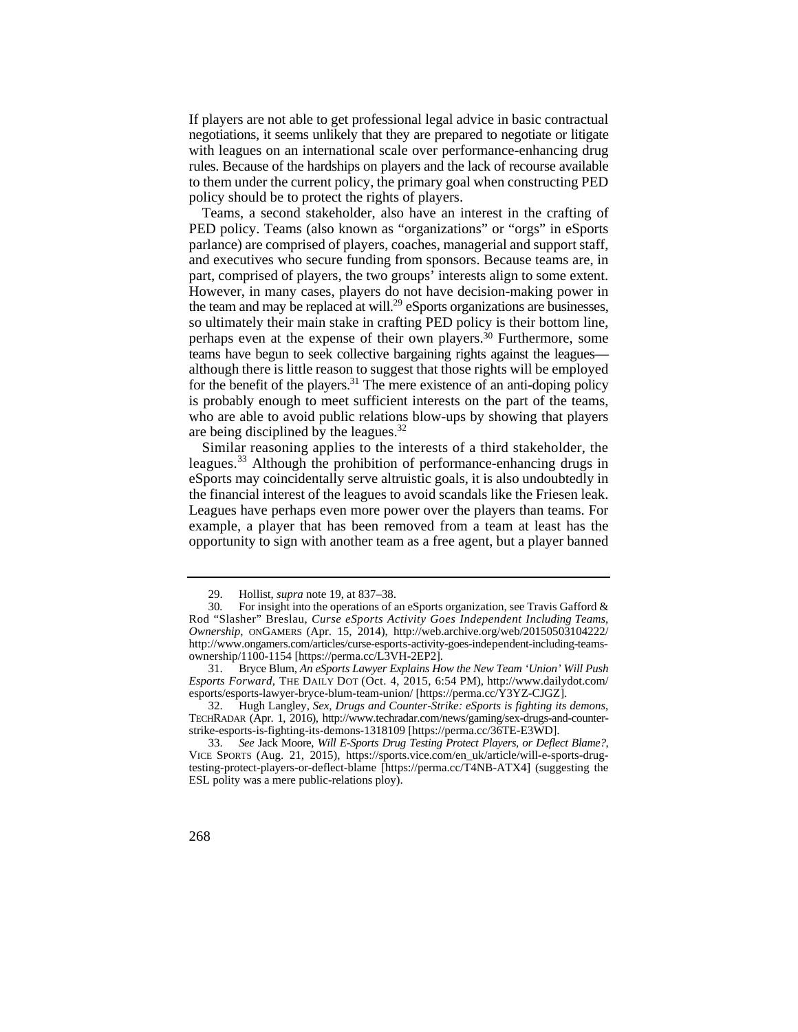If players are not able to get professional legal advice in basic contractual negotiations, it seems unlikely that they are prepared to negotiate or litigate with leagues on an international scale over performance-enhancing drug rules. Because of the hardships on players and the lack of recourse available to them under the current policy, the primary goal when constructing PED policy should be to protect the rights of players.

Teams, a second stakeholder, also have an interest in the crafting of PED policy. Teams (also known as "organizations" or "orgs" in eSports parlance) are comprised of players, coaches, managerial and support staff, and executives who secure funding from sponsors. Because teams are, in part, comprised of players, the two groups' interests align to some extent. However, in many cases, players do not have decision-making power in the team and may be replaced at will.[29] eSports organizations are businesses, so ultimately their main stake in crafting PED policy is their bottom line, perhaps even at the expense of their own players.[30] Furthermore, some teams have begun to seek collective bargaining rights against the leagues—although there is little reason to suggest that those rights will be employed for the benefit of the players.[31] The mere existence of an anti-doping policy is probably enough to meet sufficient interests on the part of the teams, who are able to avoid public relations blow-ups by showing that players are being disciplined by the leagues.[32]

Similar reasoning applies to the interests of a third stakeholder, the leagues.[33] Although the prohibition of performance-enhancing drugs in eSports may coincidentally serve altruistic goals, it is also undoubtedly in the financial interest of the leagues to avoid scandals like the Friesen leak. Leagues have perhaps even more power over the players than teams. For example, a player that has been removed from a team at least has the opportunity to sign with another team as a free agent, but a player banned

---

29. Hollist, *supra* note 19, at 837–38.

30. For insight into the operations of an eSports organization, see Travis Gafford & Rod "Slasher" Breslau, *Curse eSports Activity Goes Independent Including Teams, Ownership*, ONGAMERS (Apr. 15, 2014), http://web.archive.org/web/20150503104222/http://www.ongamers.com/articles/curse-esports-activity-goes-independent-including-teams-ownership/1100-1154 [https://perma.cc/L3VH-2EP2].

31. Bryce Blum, *An eSports Lawyer Explains How the New Team 'Union' Will Push Esports Forward*, THE DAILY DOT (Oct. 4, 2015, 6:54 PM), http://www.dailydot.com/esports/esports-lawyer-bryce-blum-team-union/ [https://perma.cc/Y3YZ-CJGZ].

32. Hugh Langley, *Sex, Drugs and Counter-Strike: eSports is fighting its demons*, TECHRADAR (Apr. 1, 2016), http://www.techradar.com/news/gaming/sex-drugs-and-counter-strike-esports-is-fighting-its-demons-1318109 [https://perma.cc/36TE-E3WD].

33. *See* Jack Moore, *Will E-Sports Drug Testing Protect Players, or Deflect Blame?*, VICE SPORTS (Aug. 21, 2015), https://sports.vice.com/en_uk/article/will-e-sports-drug-testing-protect-players-or-deflect-blame [https://perma.cc/T4NB-ATX4] (suggesting the ESL polity was a mere public-relations ploy).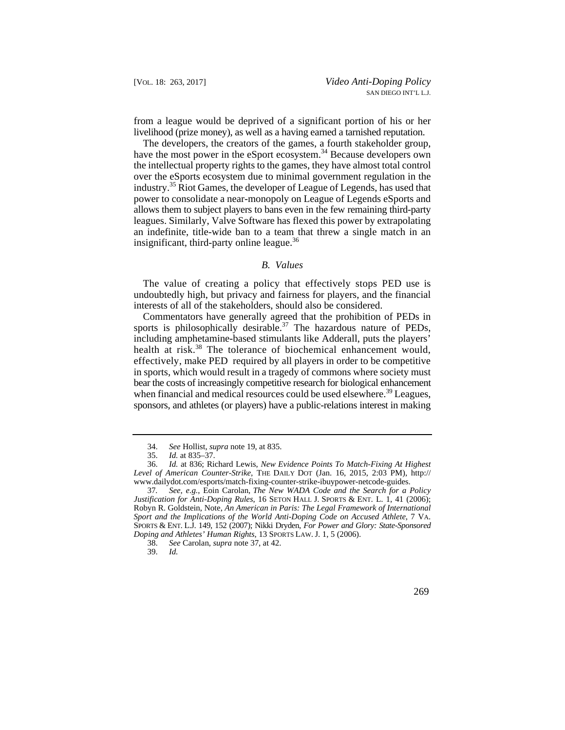from a league would be deprived of a significant portion of his or her livelihood (prize money), as well as a having earned a tarnished reputation.

The developers, the creators of the games, a fourth stakeholder group, have the most power in the eSport ecosystem.[34] Because developers own the intellectual property rights to the games, they have almost total control over the eSports ecosystem due to minimal government regulation in the industry.[35] Riot Games, the developer of League of Legends, has used that power to consolidate a near-monopoly on League of Legends eSports and allows them to subject players to bans even in the few remaining third-party leagues. Similarly, Valve Software has flexed this power by extrapolating an indefinite, title-wide ban to a team that threw a single match in an insignificant, third-party online league.[36]

### *B. Values*

The value of creating a policy that effectively stops PED use is undoubtedly high, but privacy and fairness for players, and the financial interests of all of the stakeholders, should also be considered.

Commentators have generally agreed that the prohibition of PEDs in sports is philosophically desirable.[37] The hazardous nature of PEDs, including amphetamine-based stimulants like Adderall, puts the players' health at risk.[38] The tolerance of biochemical enhancement would, effectively, make PED required by all players in order to be competitive in sports, which would result in a tragedy of commons where society must bear the costs of increasingly competitive research for biological enhancement when financial and medical resources could be used elsewhere.[39] Leagues, sponsors, and athletes (or players) have a public-relations interest in making

---

34. *See* Hollist, *supra* note 19, at 835.

35. *Id.* at 835–37.

36. *Id.* at 836; Richard Lewis, *New Evidence Points To Match-Fixing At Highest Level of American Counter-Strike*, THE DAILY DOT (Jan. 16, 2015, 2:03 PM), http://www.dailydot.com/esports/match-fixing-counter-strike-ibuypower-netcode-guides.

37. *See, e.g.*, Eoin Carolan, *The New WADA Code and the Search for a Policy Justification for Anti-Doping Rules*, 16 SETON HALL J. SPORTS & ENT. L. 1, 41 (2006); Robyn R. Goldstein, Note, *An American in Paris: The Legal Framework of International Sport and the Implications of the World Anti-Doping Code on Accused Athlete*, 7 VA. SPORTS & ENT. L.J. 149, 152 (2007); Nikki Dryden, *For Power and Glory: State-Sponsored Doping and Athletes' Human Rights*, 13 SPORTS LAW. J. 1, 5 (2006).

38. *See* Carolan, *supra* note 37, at 42.

39. *Id.*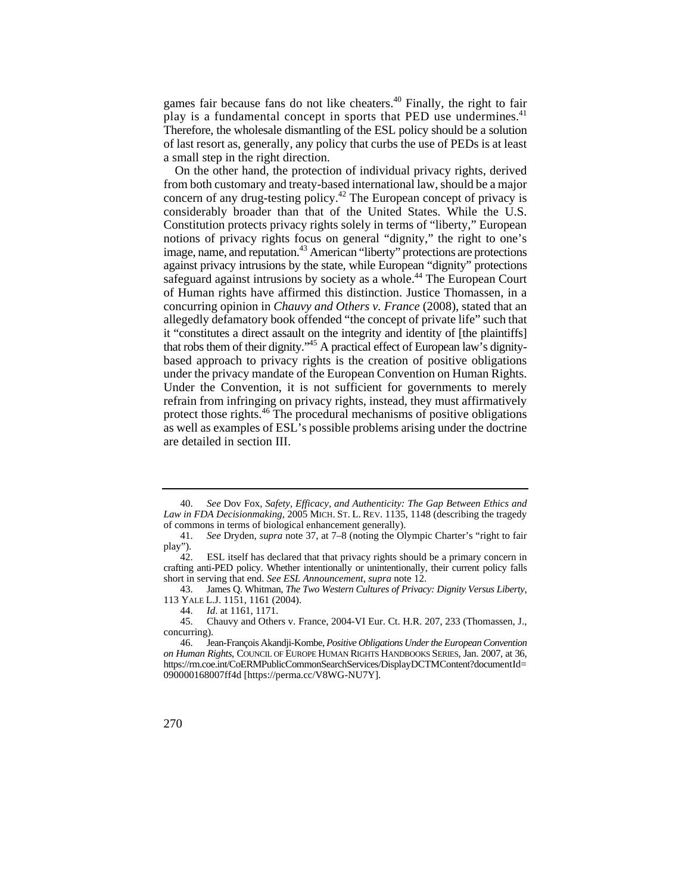games fair because fans do not like cheaters.[40] Finally, the right to fair play is a fundamental concept in sports that PED use undermines.[41] Therefore, the wholesale dismantling of the ESL policy should be a solution of last resort as, generally, any policy that curbs the use of PEDs is at least a small step in the right direction.

On the other hand, the protection of individual privacy rights, derived from both customary and treaty-based international law, should be a major concern of any drug-testing policy.[42] The European concept of privacy is considerably broader than that of the United States. While the U.S. Constitution protects privacy rights solely in terms of "liberty," European notions of privacy rights focus on general "dignity," the right to one's image, name, and reputation.[43] American "liberty" protections are protections against privacy intrusions by the state, while European "dignity" protections safeguard against intrusions by society as a whole.[44] The European Court of Human rights have affirmed this distinction. Justice Thomassen, in a concurring opinion in *Chauvy and Others v. France* (2008), stated that an allegedly defamatory book offended "the concept of private life" such that it "constitutes a direct assault on the integrity and identity of [the plaintiffs] that robs them of their dignity."[45] A practical effect of European law's dignity-based approach to privacy rights is the creation of positive obligations under the privacy mandate of the European Convention on Human Rights. Under the Convention, it is not sufficient for governments to merely refrain from infringing on privacy rights, instead, they must affirmatively protect those rights.[46] The procedural mechanisms of positive obligations as well as examples of ESL's possible problems arising under the doctrine are detailed in section III.

---

40. *See* Dov Fox, *Safety, Efficacy, and Authenticity: The Gap Between Ethics and Law in FDA Decisionmaking*, 2005 MICH. ST. L. REV. 1135, 1148 (describing the tragedy of commons in terms of biological enhancement generally).

41. *See* Dryden, *supra* note 37, at 7–8 (noting the Olympic Charter's "right to fair play").

42. ESL itself has declared that that privacy rights should be a primary concern in crafting anti-PED policy. Whether intentionally or unintentionally, their current policy falls short in serving that end. *See ESL Announcement*, *supra* note 12.

43. James Q. Whitman, *The Two Western Cultures of Privacy: Dignity Versus Liberty*, 113 YALE L.J. 1151, 1161 (2004).

44. *Id*. at 1161, 1171.

45. Chauvy and Others v. France, 2004-VI Eur. Ct. H.R. 207, 233 (Thomassen, J., concurring).

46. Jean-François Akandji-Kombe, *Positive Obligations Under the European Convention on Human Rights*, COUNCIL OF EUROPE HUMAN RIGHTS HANDBOOKS SERIES, Jan. 2007, at 36, https://rm.coe.int/CoERMPublicCommonSearchServices/DisplayDCTMContent?documentId=090000168007ff4d [https://perma.cc/V8WG-NU7Y].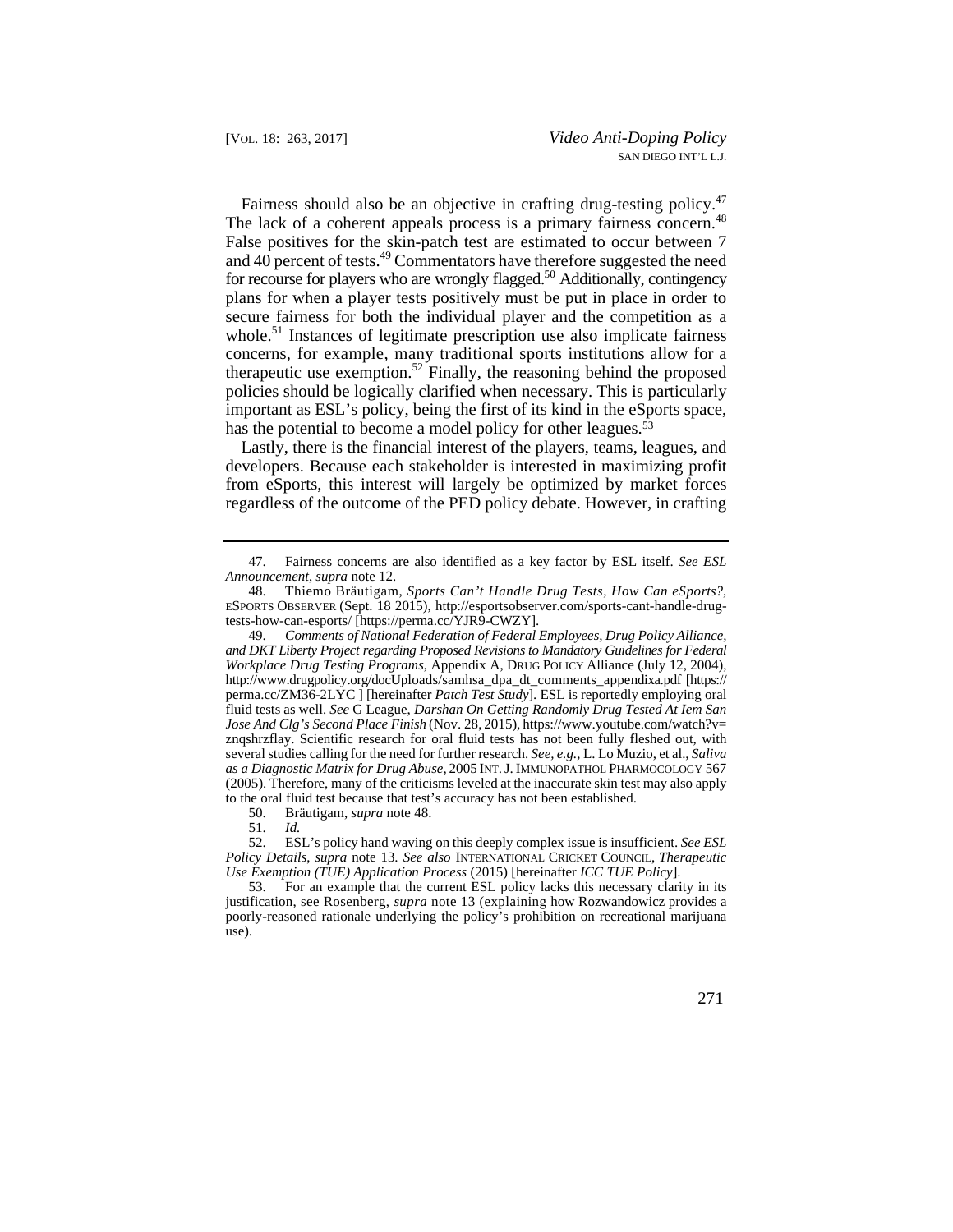Fairness should also be an objective in crafting drug-testing policy.[47] The lack of a coherent appeals process is a primary fairness concern.[48] False positives for the skin-patch test are estimated to occur between 7 and 40 percent of tests.[49] Commentators have therefore suggested the need for recourse for players who are wrongly flagged.[50] Additionally, contingency plans for when a player tests positively must be put in place in order to secure fairness for both the individual player and the competition as a whole.[51] Instances of legitimate prescription use also implicate fairness concerns, for example, many traditional sports institutions allow for a therapeutic use exemption.[52] Finally, the reasoning behind the proposed policies should be logically clarified when necessary. This is particularly important as ESL's policy, being the first of its kind in the eSports space, has the potential to become a model policy for other leagues.[53]

Lastly, there is the financial interest of the players, teams, leagues, and developers. Because each stakeholder is interested in maximizing profit from eSports, this interest will largely be optimized by market forces regardless of the outcome of the PED policy debate. However, in crafting

---

47. Fairness concerns are also identified as a key factor by ESL itself. *See ESL Announcement*, *supra* note 12.

48. Thiemo Bräutigam, *Sports Can't Handle Drug Tests, How Can eSports?*, ESPORTS OBSERVER (Sept. 18 2015), http://esportsobserver.com/sports-cant-handle-drug-tests-how-can-esports/ [https://perma.cc/YJR9-CWZY].

49. *Comments of National Federation of Federal Employees, Drug Policy Alliance, and DKT Liberty Project regarding Proposed Revisions to Mandatory Guidelines for Federal Workplace Drug Testing Programs*, Appendix A, DRUG POLICY Alliance (July 12, 2004), http://www.drugpolicy.org/docUploads/samhsa_dpa_dt_comments_appendixa.pdf [https://perma.cc/ZM36-2LYC ] [hereinafter *Patch Test Study*]. ESL is reportedly employing oral fluid tests as well. *See* G League, *Darshan On Getting Randomly Drug Tested At Iem San Jose And Clg's Second Place Finish* (Nov. 28, 2015), https://www.youtube.com/watch?v=znqshrzflay. Scientific research for oral fluid tests has not been fully fleshed out, with several studies calling for the need for further research. *See, e.g.*, L. Lo Muzio, et al., *Saliva as a Diagnostic Matrix for Drug Abuse*, 2005 INT. J. IMMUNOPATHOL PHARMOCOLOGY 567 (2005). Therefore, many of the criticisms leveled at the inaccurate skin test may also apply to the oral fluid test because that test's accuracy has not been established.

50. Bräutigam, *supra* note 48.

51. *Id.*

52. ESL's policy hand waving on this deeply complex issue is insufficient. *See ESL Policy Details*, *supra* note 13. *See also* INTERNATIONAL CRICKET COUNCIL, *Therapeutic Use Exemption (TUE) Application Process* (2015) [hereinafter *ICC TUE Policy*].

53. For an example that the current ESL policy lacks this necessary clarity in its justification, see Rosenberg, *supra* note 13 (explaining how Rozwandowicz provides a poorly-reasoned rationale underlying the policy's prohibition on recreational marijuana use).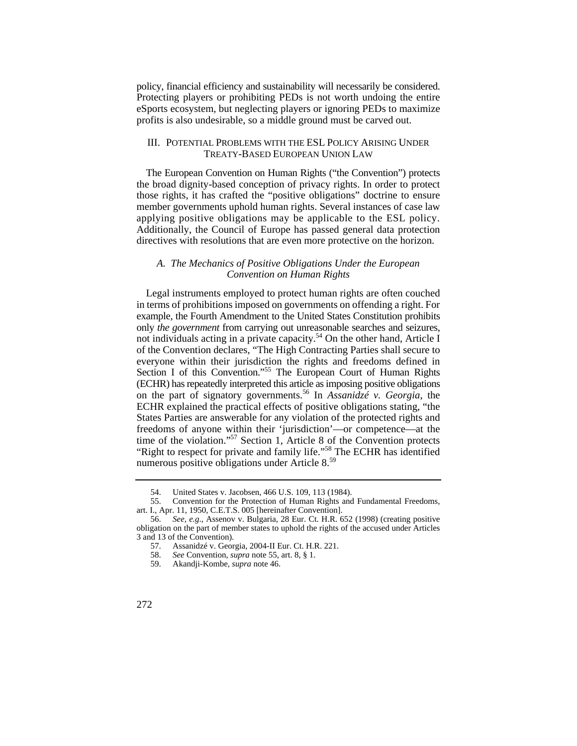policy, financial efficiency and sustainability will necessarily be considered. Protecting players or prohibiting PEDs is not worth undoing the entire eSports ecosystem, but neglecting players or ignoring PEDs to maximize profits is also undesirable, so a middle ground must be carved out.

## III. POTENTIAL PROBLEMS WITH THE ESL POLICY ARISING UNDER TREATY-BASED EUROPEAN UNION LAW

The European Convention on Human Rights ("the Convention") protects the broad dignity-based conception of privacy rights. In order to protect those rights, it has crafted the "positive obligations" doctrine to ensure member governments uphold human rights. Several instances of case law applying positive obligations may be applicable to the ESL policy. Additionally, the Council of Europe has passed general data protection directives with resolutions that are even more protective on the horizon.

### *A. The Mechanics of Positive Obligations Under the European Convention on Human Rights*

Legal instruments employed to protect human rights are often couched in terms of prohibitions imposed on governments on offending a right. For example, the Fourth Amendment to the United States Constitution prohibits only *the government* from carrying out unreasonable searches and seizures, not individuals acting in a private capacity.[54] On the other hand, Article I of the Convention declares, "The High Contracting Parties shall secure to everyone within their jurisdiction the rights and freedoms defined in Section I of this Convention."[55] The European Court of Human Rights (ECHR) has repeatedly interpreted this article as imposing positive obligations on the part of signatory governments.[56] In *Assanidzé v. Georgia*, the ECHR explained the practical effects of positive obligations stating, "the States Parties are answerable for any violation of the protected rights and freedoms of anyone within their 'jurisdiction'—or competence—at the time of the violation."[57] Section 1, Article 8 of the Convention protects "Right to respect for private and family life."[58] The ECHR has identified numerous positive obligations under Article 8.[59]

---

54. United States v. Jacobsen, 466 U.S. 109, 113 (1984).

55. Convention for the Protection of Human Rights and Fundamental Freedoms, art. I., Apr. 11, 1950, C.E.T.S. 005 [hereinafter Convention].

56. *See, e.g*., Assenov v. Bulgaria, 28 Eur. Ct. H.R. 652 (1998) (creating positive obligation on the part of member states to uphold the rights of the accused under Articles 3 and 13 of the Convention).

57. Assanidzé v. Georgia, 2004-II Eur. Ct. H.R. 221.

58. *See* Convention, *supra* note 55, art. 8, § 1.

59. Akandji-Kombe, *supra* note 46.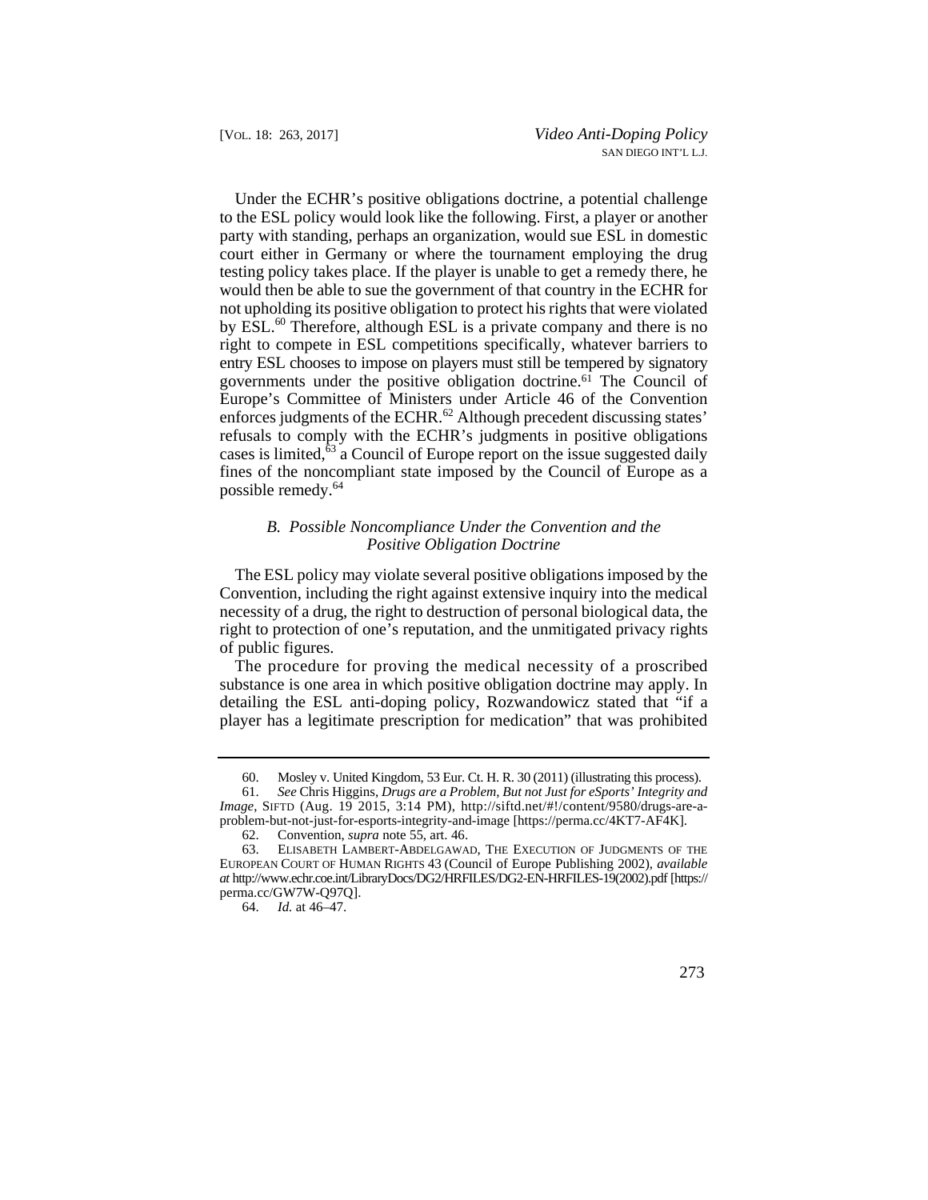Under the ECHR's positive obligations doctrine, a potential challenge to the ESL policy would look like the following. First, a player or another party with standing, perhaps an organization, would sue ESL in domestic court either in Germany or where the tournament employing the drug testing policy takes place. If the player is unable to get a remedy there, he would then be able to sue the government of that country in the ECHR for not upholding its positive obligation to protect his rights that were violated by ESL.[60] Therefore, although ESL is a private company and there is no right to compete in ESL competitions specifically, whatever barriers to entry ESL chooses to impose on players must still be tempered by signatory governments under the positive obligation doctrine.[61] The Council of Europe's Committee of Ministers under Article 46 of the Convention enforces judgments of the ECHR.[62] Although precedent discussing states' refusals to comply with the ECHR's judgments in positive obligations cases is limited,[63] a Council of Europe report on the issue suggested daily fines of the noncompliant state imposed by the Council of Europe as a possible remedy.[64]

### *B. Possible Noncompliance Under the Convention and the Positive Obligation Doctrine*

The ESL policy may violate several positive obligations imposed by the Convention, including the right against extensive inquiry into the medical necessity of a drug, the right to destruction of personal biological data, the right to protection of one's reputation, and the unmitigated privacy rights of public figures.

The procedure for proving the medical necessity of a proscribed substance is one area in which positive obligation doctrine may apply. In detailing the ESL anti-doping policy, Rozwandowicz stated that "if a player has a legitimate prescription for medication" that was prohibited

---

60. Mosley v. United Kingdom, 53 Eur. Ct. H. R. 30 (2011) (illustrating this process).

61. *See* Chris Higgins, *Drugs are a Problem, But not Just for eSports' Integrity and Image*, SIFTD (Aug. 19 2015, 3:14 PM), http://siftd.net/#!/content/9580/drugs-are-a-problem-but-not-just-for-esports-integrity-and-image [https://perma.cc/4KT7-AF4K].

62. Convention, *supra* note 55, art. 46.

63. ELISABETH LAMBERT-ABDELGAWAD, THE EXECUTION OF JUDGMENTS OF THE EUROPEAN COURT OF HUMAN RIGHTS 43 (Council of Europe Publishing 2002), *available at* http://www.echr.coe.int/LibraryDocs/DG2/HRFILES/DG2-EN-HRFILES-19(2002).pdf [https://perma.cc/GW7W-Q97Q].

64. *Id.* at 46–47.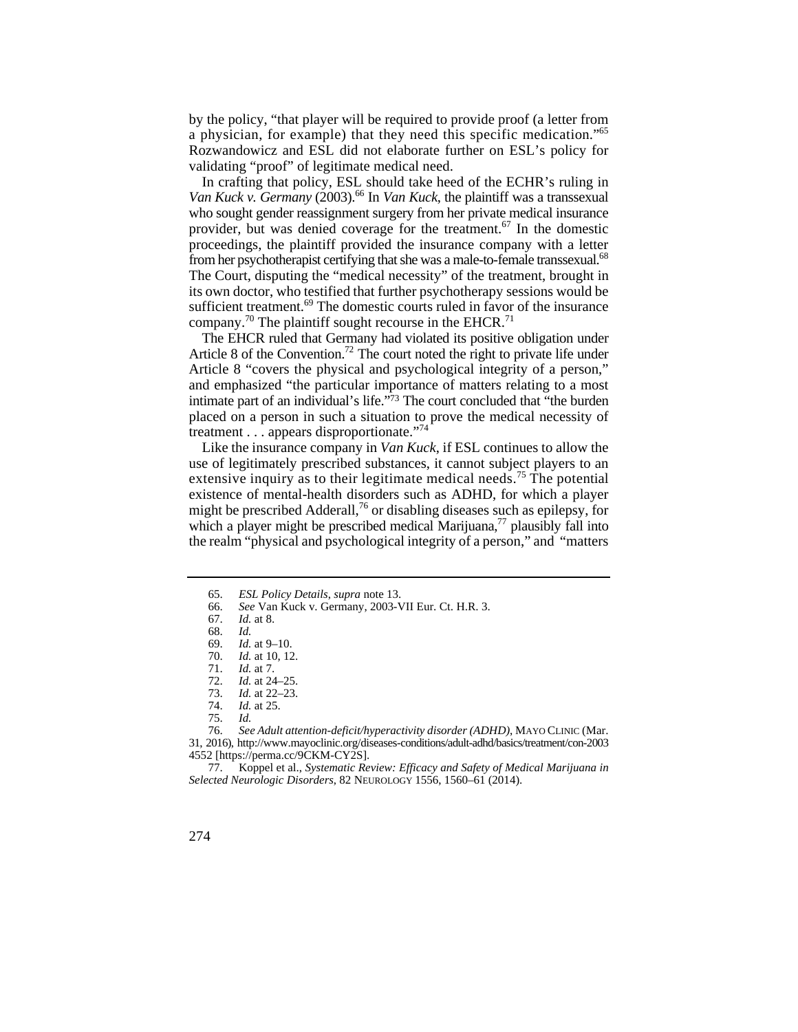by the policy, "that player will be required to provide proof (a letter from a physician, for example) that they need this specific medication."[65] Rozwandowicz and ESL did not elaborate further on ESL's policy for validating "proof" of legitimate medical need.

In crafting that policy, ESL should take heed of the ECHR's ruling in *Van Kuck v. Germany* (2003).[66] In *Van Kuck*, the plaintiff was a transsexual who sought gender reassignment surgery from her private medical insurance provider, but was denied coverage for the treatment.[67] In the domestic proceedings, the plaintiff provided the insurance company with a letter from her psychotherapist certifying that she was a male-to-female transsexual.[68] The Court, disputing the "medical necessity" of the treatment, brought in its own doctor, who testified that further psychotherapy sessions would be sufficient treatment.[69] The domestic courts ruled in favor of the insurance company.[70] The plaintiff sought recourse in the EHCR.[71]

The EHCR ruled that Germany had violated its positive obligation under Article 8 of the Convention.[72] The court noted the right to private life under Article 8 "covers the physical and psychological integrity of a person," and emphasized "the particular importance of matters relating to a most intimate part of an individual's life."[73] The court concluded that "the burden placed on a person in such a situation to prove the medical necessity of treatment . . . appears disproportionate."[74]

Like the insurance company in *Van Kuck*, if ESL continues to allow the use of legitimately prescribed substances, it cannot subject players to an extensive inquiry as to their legitimate medical needs.[75] The potential existence of mental-health disorders such as ADHD, for which a player might be prescribed Adderall,[76] or disabling diseases such as epilepsy, for which a player might be prescribed medical Marijuana,[77] plausibly fall into the realm "physical and psychological integrity of a person," and "matters

---

65. *ESL Policy Details*, *supra* note 13.

66. *See* Van Kuck v. Germany, 2003-VII Eur. Ct. H.R. 3.

67. *Id.* at 8.

68. *Id.*

69. *Id.* at 9–10.

70. *Id.* at 10, 12.

71. *Id.* at 7.

72. *Id.* at 24–25.

73. *Id.* at 22–23.

74. *Id.* at 25.

75. *Id.*

76. *See Adult attention-deficit/hyperactivity disorder (ADHD)*, MAYO CLINIC (Mar. 31, 2016), http://www.mayoclinic.org/diseases-conditions/adult-adhd/basics/treatment/con-20034552 [https://perma.cc/9CKM-CY2S].

77. Koppel et al., *Systematic Review: Efficacy and Safety of Medical Marijuana in Selected Neurologic Disorders*, 82 NEUROLOGY 1556, 1560–61 (2014).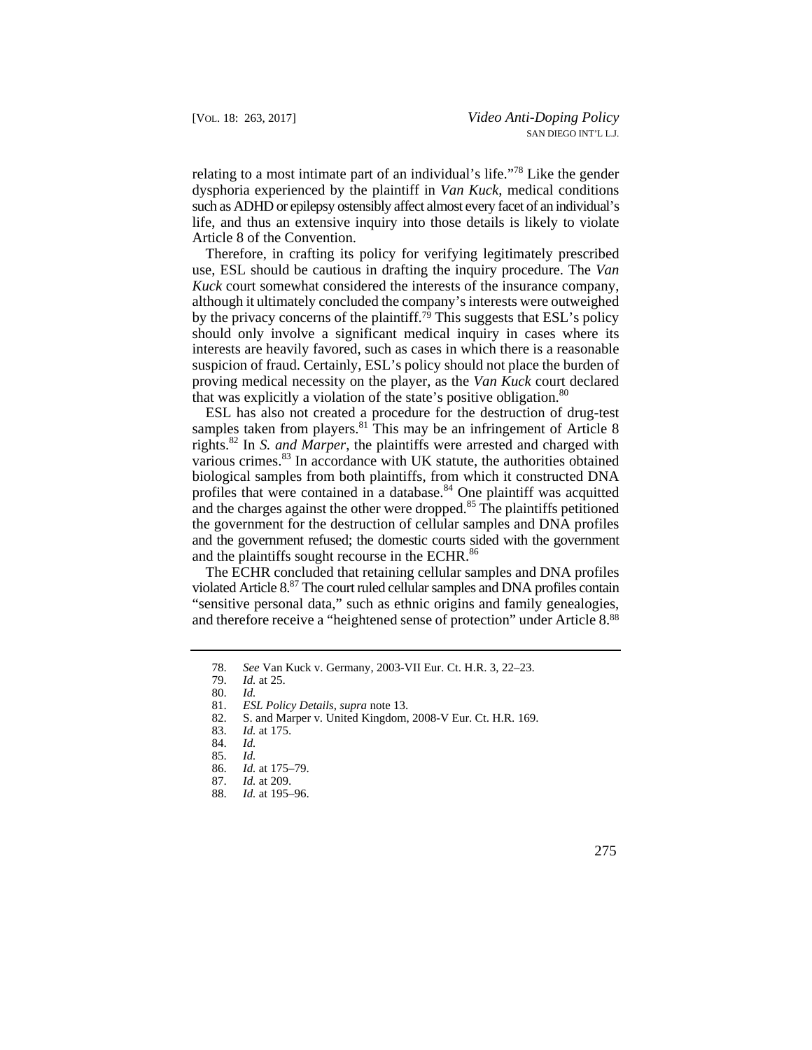relating to a most intimate part of an individual's life."[78] Like the gender dysphoria experienced by the plaintiff in *Van Kuck*, medical conditions such as ADHD or epilepsy ostensibly affect almost every facet of an individual's life, and thus an extensive inquiry into those details is likely to violate Article 8 of the Convention.

Therefore, in crafting its policy for verifying legitimately prescribed use, ESL should be cautious in drafting the inquiry procedure. The *Van Kuck* court somewhat considered the interests of the insurance company, although it ultimately concluded the company's interests were outweighed by the privacy concerns of the plaintiff.[79] This suggests that ESL's policy should only involve a significant medical inquiry in cases where its interests are heavily favored, such as cases in which there is a reasonable suspicion of fraud. Certainly, ESL's policy should not place the burden of proving medical necessity on the player, as the *Van Kuck* court declared that was explicitly a violation of the state's positive obligation.[80]

ESL has also not created a procedure for the destruction of drug-test samples taken from players.[81] This may be an infringement of Article 8 rights.[82] In *S. and Marper*, the plaintiffs were arrested and charged with various crimes.[83] In accordance with UK statute, the authorities obtained biological samples from both plaintiffs, from which it constructed DNA profiles that were contained in a database.[84] One plaintiff was acquitted and the charges against the other were dropped.[85] The plaintiffs petitioned the government for the destruction of cellular samples and DNA profiles and the government refused; the domestic courts sided with the government and the plaintiffs sought recourse in the ECHR.[86]

The ECHR concluded that retaining cellular samples and DNA profiles violated Article 8.[87] The court ruled cellular samples and DNA profiles contain "sensitive personal data," such as ethnic origins and family genealogies, and therefore receive a "heightened sense of protection" under Article 8.[88]

---

78. *See* Van Kuck v. Germany, 2003-VII Eur. Ct. H.R. 3, 22–23.
79. *Id.* at 25.
80. *Id.*
81. *ESL Policy Details*, *supra* note 13.
82. S. and Marper v. United Kingdom, 2008-V Eur. Ct. H.R. 169.
83. *Id.* at 175.
84. *Id.*
85. *Id.*
86. *Id.* at 175–79.
87. *Id.* at 209.
88. *Id.* at 195–96.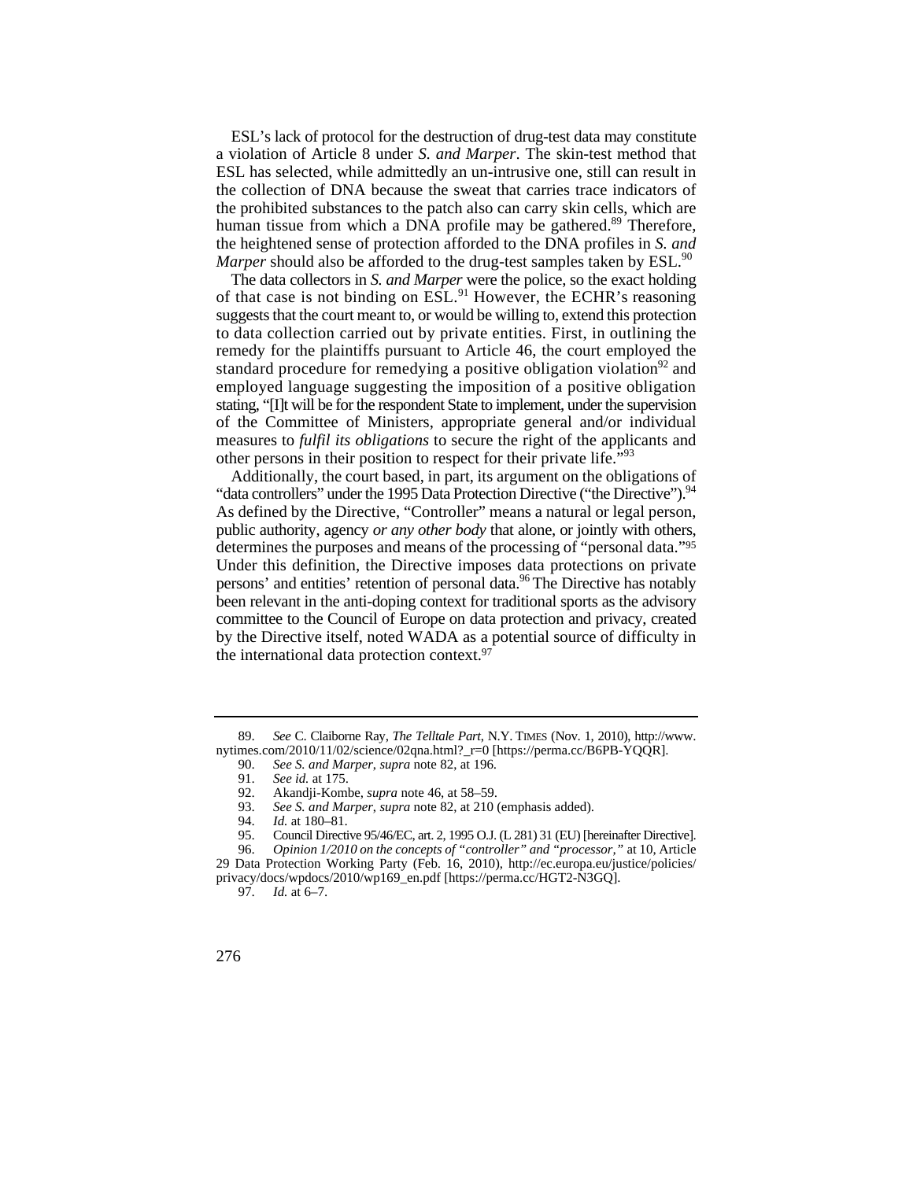ESL's lack of protocol for the destruction of drug-test data may constitute a violation of Article 8 under *S. and Marper*. The skin-test method that ESL has selected, while admittedly an un-intrusive one, still can result in the collection of DNA because the sweat that carries trace indicators of the prohibited substances to the patch also can carry skin cells, which are human tissue from which a DNA profile may be gathered.[89] Therefore, the heightened sense of protection afforded to the DNA profiles in *S. and Marper* should also be afforded to the drug-test samples taken by ESL.[90]

The data collectors in *S. and Marper* were the police, so the exact holding of that case is not binding on ESL.[91] However, the ECHR's reasoning suggests that the court meant to, or would be willing to, extend this protection to data collection carried out by private entities. First, in outlining the remedy for the plaintiffs pursuant to Article 46, the court employed the standard procedure for remedying a positive obligation violation[92] and employed language suggesting the imposition of a positive obligation stating, "[I]t will be for the respondent State to implement, under the supervision of the Committee of Ministers, appropriate general and/or individual measures to *fulfil its obligations* to secure the right of the applicants and other persons in their position to respect for their private life."[93]

Additionally, the court based, in part, its argument on the obligations of "data controllers" under the 1995 Data Protection Directive ("the Directive").[94] As defined by the Directive, "Controller" means a natural or legal person, public authority, agency *or any other body* that alone, or jointly with others, determines the purposes and means of the processing of "personal data."[95] Under this definition, the Directive imposes data protections on private persons' and entities' retention of personal data.[96] The Directive has notably been relevant in the anti-doping context for traditional sports as the advisory committee to the Council of Europe on data protection and privacy, created by the Directive itself, noted WADA as a potential source of difficulty in the international data protection context.[97]

---

89. *See* C. Claiborne Ray, *The Telltale Part*, N.Y. TIMES (Nov. 1, 2010), http://www.nytimes.com/2010/11/02/science/02qna.html?_r=0 [https://perma.cc/B6PB-YQQR].

90. *See S. and Marper*, *supra* note 82, at 196.

91. *See id.* at 175.

92. Akandji-Kombe, *supra* note 46, at 58–59.

93. *See S. and Marper*, *supra* note 82, at 210 (emphasis added).

94. *Id.* at 180–81.

95. Council Directive 95/46/EC, art. 2, 1995 O.J. (L 281) 31 (EU) [hereinafter Directive].

96. *Opinion 1/2010 on the concepts of "controller" and "processor,"* at 10, Article 29 Data Protection Working Party (Feb. 16, 2010), http://ec.europa.eu/justice/policies/privacy/docs/wpdocs/2010/wp169_en.pdf [https://perma.cc/HGT2-N3GQ].

97. *Id.* at 6–7.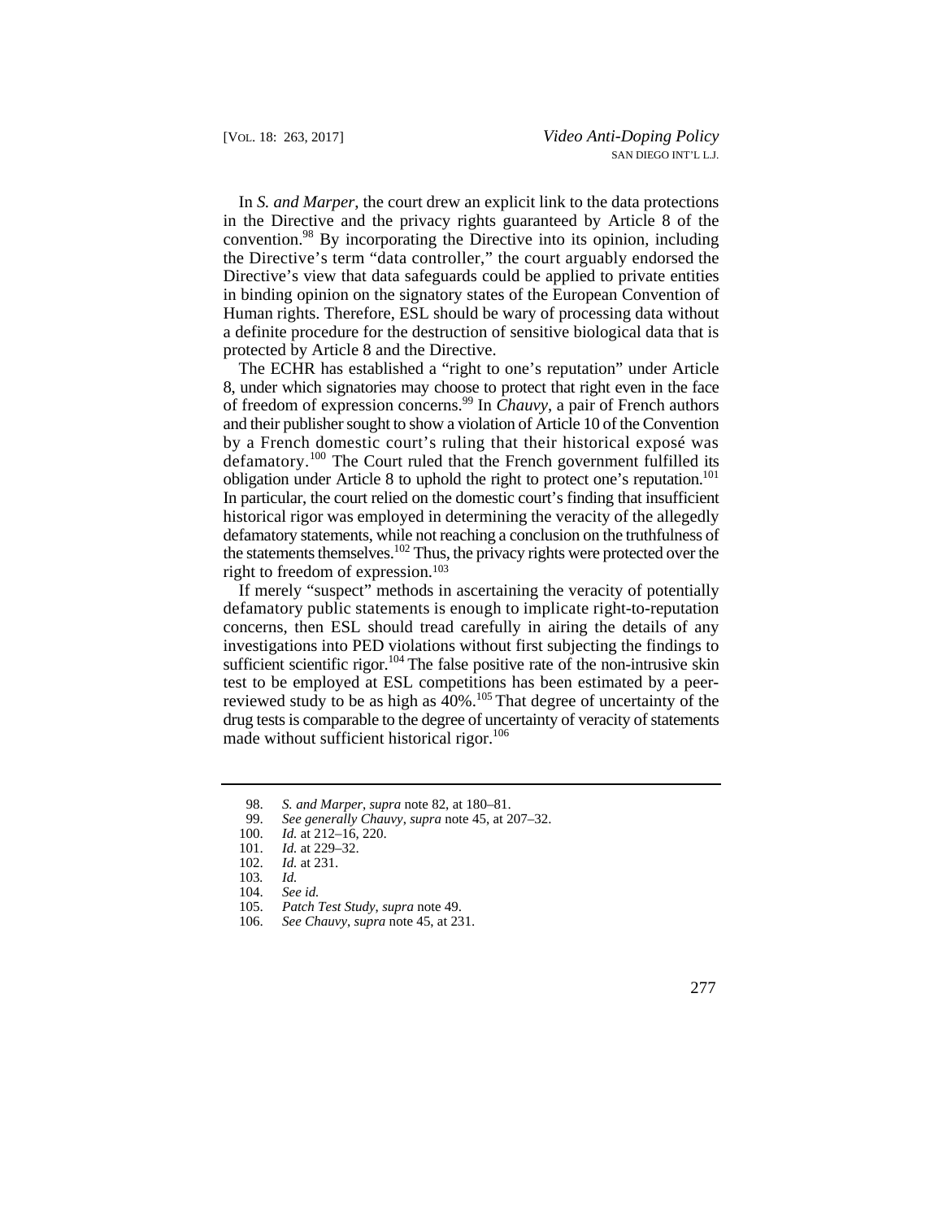In *S. and Marper*, the court drew an explicit link to the data protections in the Directive and the privacy rights guaranteed by Article 8 of the convention.[98] By incorporating the Directive into its opinion, including the Directive's term "data controller," the court arguably endorsed the Directive's view that data safeguards could be applied to private entities in binding opinion on the signatory states of the European Convention of Human rights. Therefore, ESL should be wary of processing data without a definite procedure for the destruction of sensitive biological data that is protected by Article 8 and the Directive.

The ECHR has established a "right to one's reputation" under Article 8, under which signatories may choose to protect that right even in the face of freedom of expression concerns.[99] In *Chauvy*, a pair of French authors and their publisher sought to show a violation of Article 10 of the Convention by a French domestic court's ruling that their historical exposé was defamatory.[100] The Court ruled that the French government fulfilled its obligation under Article 8 to uphold the right to protect one's reputation.[101] In particular, the court relied on the domestic court's finding that insufficient historical rigor was employed in determining the veracity of the allegedly defamatory statements, while not reaching a conclusion on the truthfulness of the statements themselves.[102] Thus, the privacy rights were protected over the right to freedom of expression.[103]

If merely "suspect" methods in ascertaining the veracity of potentially defamatory public statements is enough to implicate right-to-reputation concerns, then ESL should tread carefully in airing the details of any investigations into PED violations without first subjecting the findings to sufficient scientific rigor.[104] The false positive rate of the non-intrusive skin test to be employed at ESL competitions has been estimated by a peer-reviewed study to be as high as 40%.[105] That degree of uncertainty of the drug tests is comparable to the degree of uncertainty of veracity of statements made without sufficient historical rigor.[106]

---

98. *S. and Marper*, *supra* note 82, at 180–81.
99. *See generally Chauvy*, *supra* note 45, at 207–32.
100. *Id.* at 212–16, 220.
101. *Id.* at 229–32.
102. *Id.* at 231.
103. *Id.*
104. *See id.*
105. *Patch Test Study*, *supra* note 49.
106. *See Chauvy*, *supra* note 45, at 231.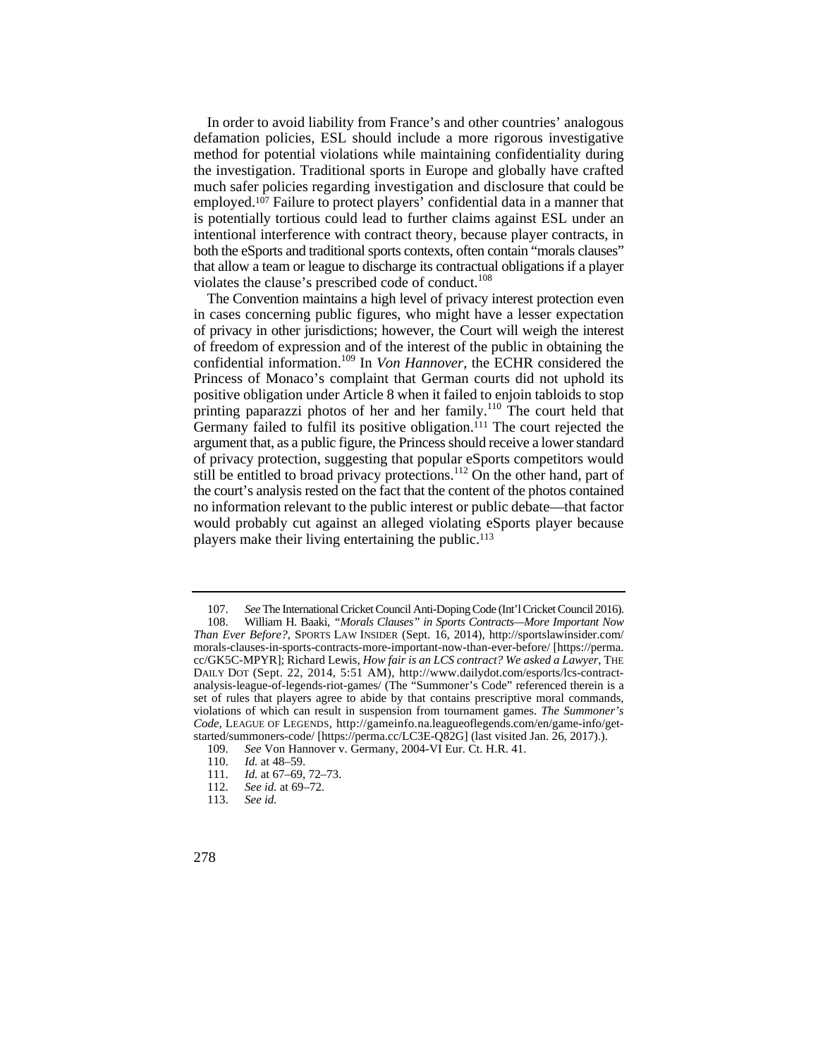In order to avoid liability from France's and other countries' analogous defamation policies, ESL should include a more rigorous investigative method for potential violations while maintaining confidentiality during the investigation. Traditional sports in Europe and globally have crafted much safer policies regarding investigation and disclosure that could be employed.[107] Failure to protect players' confidential data in a manner that is potentially tortious could lead to further claims against ESL under an intentional interference with contract theory, because player contracts, in both the eSports and traditional sports contexts, often contain "morals clauses" that allow a team or league to discharge its contractual obligations if a player violates the clause's prescribed code of conduct.[108]

The Convention maintains a high level of privacy interest protection even in cases concerning public figures, who might have a lesser expectation of privacy in other jurisdictions; however, the Court will weigh the interest of freedom of expression and of the interest of the public in obtaining the confidential information.[109] In *Von Hannover*, the ECHR considered the Princess of Monaco's complaint that German courts did not uphold its positive obligation under Article 8 when it failed to enjoin tabloids to stop printing paparazzi photos of her and her family.[110] The court held that Germany failed to fulfil its positive obligation.[111] The court rejected the argument that, as a public figure, the Princess should receive a lower standard of privacy protection, suggesting that popular eSports competitors would still be entitled to broad privacy protections.[112] On the other hand, part of the court's analysis rested on the fact that the content of the photos contained no information relevant to the public interest or public debate—that factor would probably cut against an alleged violating eSports player because players make their living entertaining the public.[113]

---

107. *See* The International Cricket Council Anti-Doping Code (Int'l Cricket Council 2016).

108. William H. Baaki, *"Morals Clauses" in Sports Contracts—More Important Now Than Ever Before?*, SPORTS LAW INSIDER (Sept. 16, 2014), http://sportslawinsider.com/morals-clauses-in-sports-contracts-more-important-now-than-ever-before/ [https://perma.cc/GK5C-MPYR]; Richard Lewis, *How fair is an LCS contract? We asked a Lawyer*, THE DAILY DOT (Sept. 22, 2014, 5:51 AM), http://www.dailydot.com/esports/lcs-contract-analysis-league-of-legends-riot-games/ (The "Summoner's Code" referenced therein is a set of rules that players agree to abide by that contains prescriptive moral commands, violations of which can result in suspension from tournament games. *The Summoner's Code*, LEAGUE OF LEGENDS, http://gameinfo.na.leagueoflegends.com/en/game-info/get-started/summoners-code/ [https://perma.cc/LC3E-Q82G] (last visited Jan. 26, 2017).).

109. *See* Von Hannover v. Germany, 2004-VI Eur. Ct. H.R. 41.

110. *Id.* at 48–59.

111. *Id.* at 67–69, 72–73.

112. *See id.* at 69–72.

113. *See id.*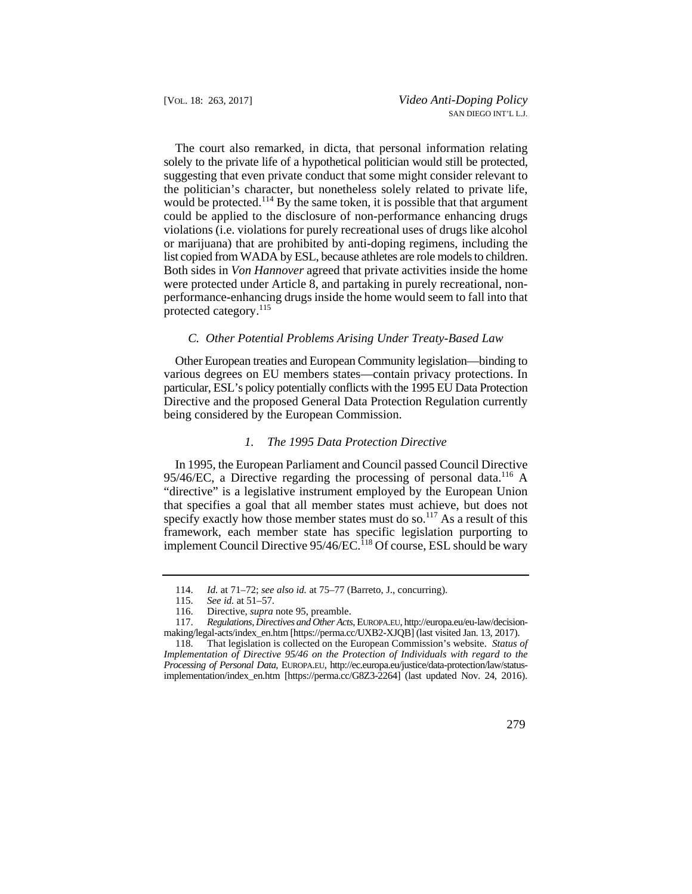The court also remarked, in dicta, that personal information relating solely to the private life of a hypothetical politician would still be protected, suggesting that even private conduct that some might consider relevant to the politician's character, but nonetheless solely related to private life, would be protected.[114] By the same token, it is possible that that argument could be applied to the disclosure of non-performance enhancing drugs violations (i.e. violations for purely recreational uses of drugs like alcohol or marijuana) that are prohibited by anti-doping regimens, including the list copied from WADA by ESL, because athletes are role models to children. Both sides in *Von Hannover* agreed that private activities inside the home were protected under Article 8, and partaking in purely recreational, non-performance-enhancing drugs inside the home would seem to fall into that protected category.[115]

### *C. Other Potential Problems Arising Under Treaty-Based Law*

Other European treaties and European Community legislation—binding to various degrees on EU members states—contain privacy protections. In particular, ESL's policy potentially conflicts with the 1995 EU Data Protection Directive and the proposed General Data Protection Regulation currently being considered by the European Commission.

#### *1. The 1995 Data Protection Directive*

In 1995, the European Parliament and Council passed Council Directive 95/46/EC, a Directive regarding the processing of personal data.[116] A "directive" is a legislative instrument employed by the European Union that specifies a goal that all member states must achieve, but does not specify exactly how those member states must do so.[117] As a result of this framework, each member state has specific legislation purporting to implement Council Directive 95/46/EC.[118] Of course, ESL should be wary

---

114. *Id.* at 71–72; *see also id.* at 75–77 (Barreto, J., concurring).

115. *See id.* at 51–57.

116. Directive, *supra* note 95, preamble.

117. *Regulations, Directives and Other Acts*, EUROPA.EU, http://europa.eu/eu-law/decision-making/legal-acts/index_en.htm [https://perma.cc/UXB2-XJQB] (last visited Jan. 13, 2017).

118. That legislation is collected on the European Commission's website. *Status of Implementation of Directive 95/46 on the Protection of Individuals with regard to the Processing of Personal Data*, EUROPA.EU, http://ec.europa.eu/justice/data-protection/law/status-implementation/index_en.htm [https://perma.cc/G8Z3-2264] (last updated Nov. 24, 2016).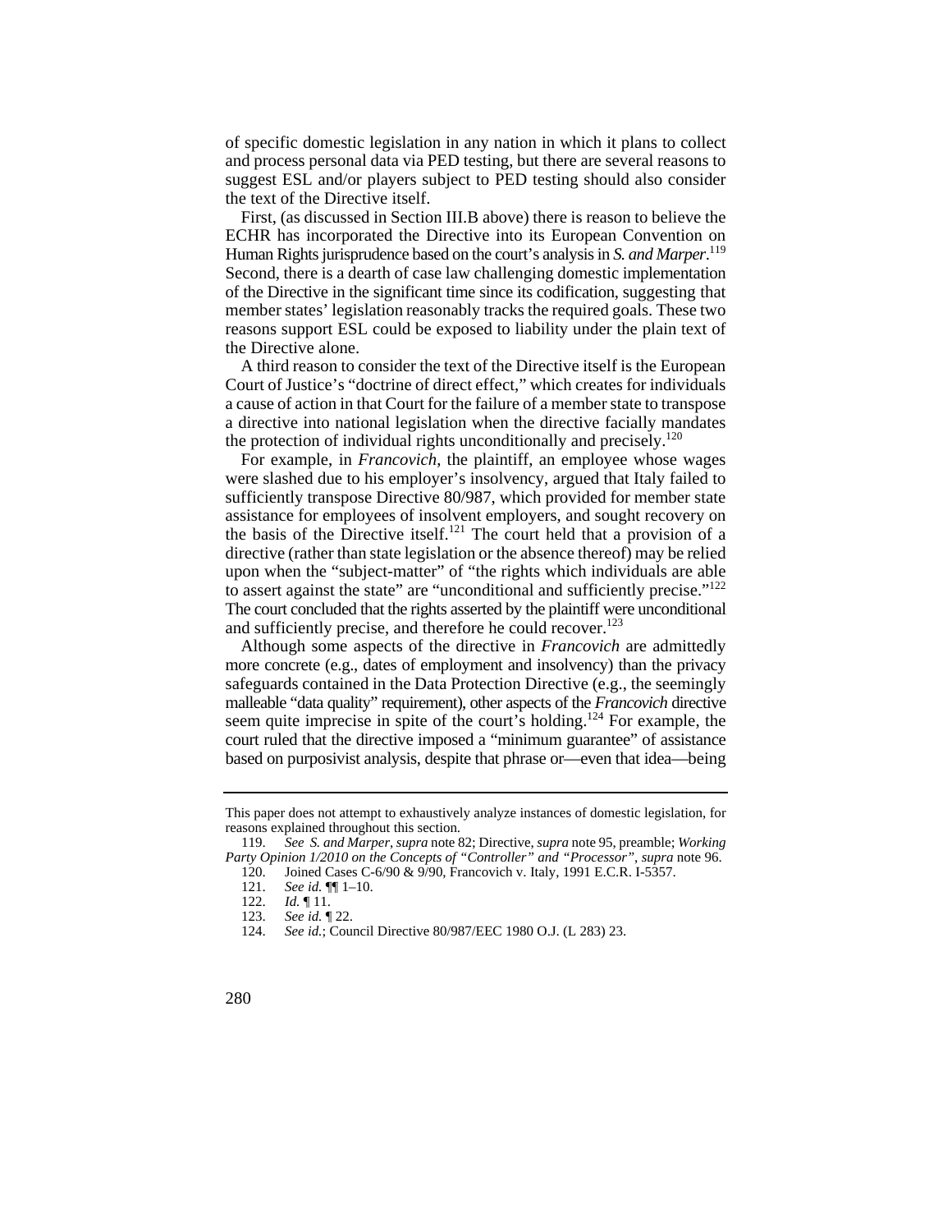of specific domestic legislation in any nation in which it plans to collect and process personal data via PED testing, but there are several reasons to suggest ESL and/or players subject to PED testing should also consider the text of the Directive itself.

First, (as discussed in Section III.B above) there is reason to believe the ECHR has incorporated the Directive into its European Convention on Human Rights jurisprudence based on the court's analysis in *S. and Marper*.[119] Second, there is a dearth of case law challenging domestic implementation of the Directive in the significant time since its codification, suggesting that member states' legislation reasonably tracks the required goals. These two reasons support ESL could be exposed to liability under the plain text of the Directive alone.

A third reason to consider the text of the Directive itself is the European Court of Justice's "doctrine of direct effect," which creates for individuals a cause of action in that Court for the failure of a member state to transpose a directive into national legislation when the directive facially mandates the protection of individual rights unconditionally and precisely.[120]

For example, in *Francovich*, the plaintiff, an employee whose wages were slashed due to his employer's insolvency, argued that Italy failed to sufficiently transpose Directive 80/987, which provided for member state assistance for employees of insolvent employers, and sought recovery on the basis of the Directive itself.[121] The court held that a provision of a directive (rather than state legislation or the absence thereof) may be relied upon when the "subject-matter" of "the rights which individuals are able to assert against the state" are "unconditional and sufficiently precise."[122] The court concluded that the rights asserted by the plaintiff were unconditional and sufficiently precise, and therefore he could recover.[123]

Although some aspects of the directive in *Francovich* are admittedly more concrete (e.g., dates of employment and insolvency) than the privacy safeguards contained in the Data Protection Directive (e.g., the seemingly malleable "data quality" requirement), other aspects of the *Francovich* directive seem quite imprecise in spite of the court's holding.[124] For example, the court ruled that the directive imposed a "minimum guarantee" of assistance based on purposivist analysis, despite that phrase or—even that idea—being

---

This paper does not attempt to exhaustively analyze instances of domestic legislation, for reasons explained throughout this section.

119. *See S. and Marper*, *supra* note 82; Directive, *supra* note 95, preamble; *Working Party Opinion 1/2010 on the Concepts of "Controller" and "Processor"*, *supra* note 96.

120. Joined Cases C-6/90 & 9/90, Francovich v. Italy, 1991 E.C.R. I-5357.

121. *See id.* ¶¶ 1–10.

122. *Id.* ¶ 11.

123. *See id.* ¶ 22.

124. *See id.*; Council Directive 80/987/EEC 1980 O.J. (L 283) 23.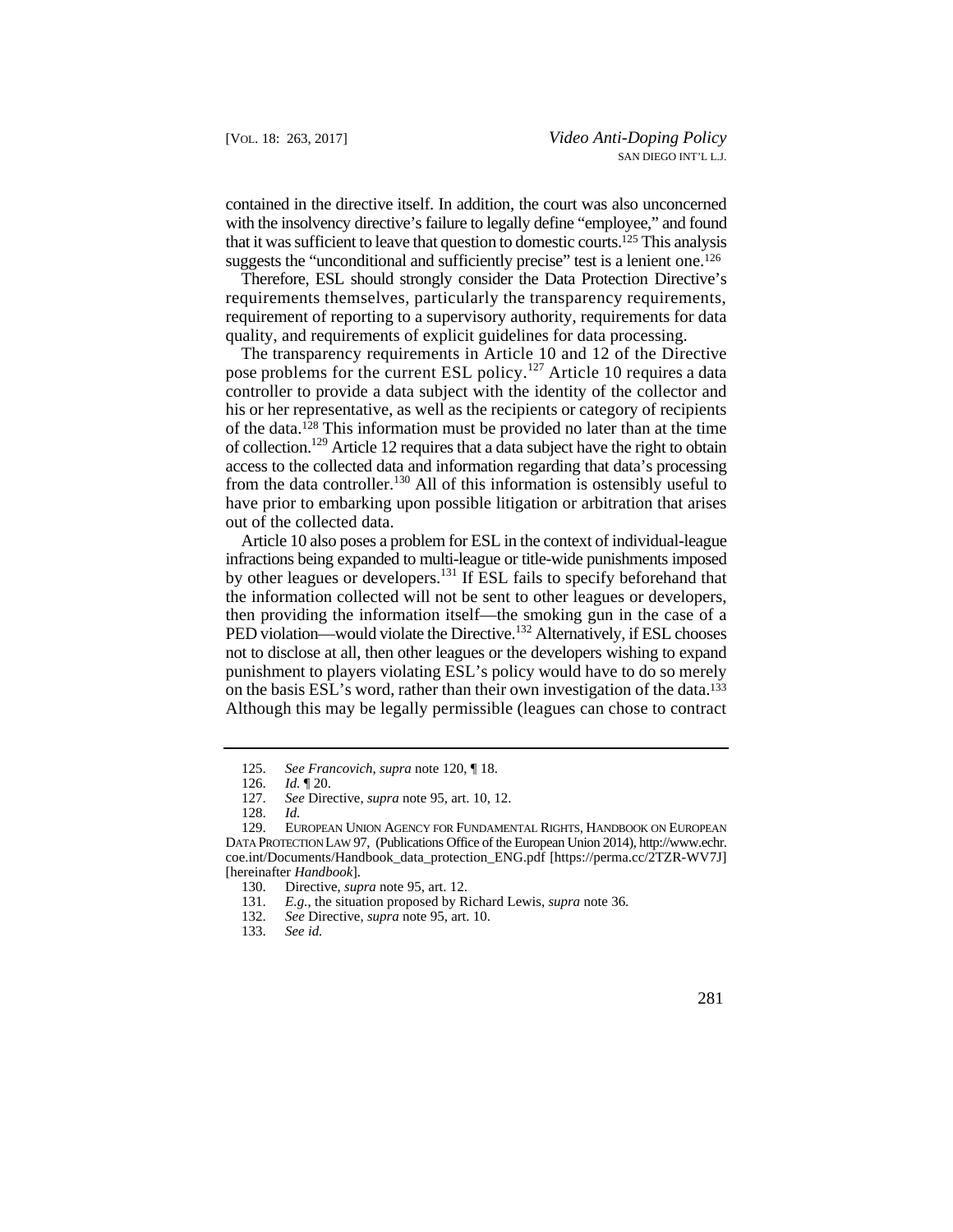contained in the directive itself. In addition, the court was also unconcerned with the insolvency directive's failure to legally define "employee," and found that it was sufficient to leave that question to domestic courts.[125] This analysis suggests the "unconditional and sufficiently precise" test is a lenient one.[126]

Therefore, ESL should strongly consider the Data Protection Directive's requirements themselves, particularly the transparency requirements, requirement of reporting to a supervisory authority, requirements for data quality, and requirements of explicit guidelines for data processing.

The transparency requirements in Article 10 and 12 of the Directive pose problems for the current ESL policy.[127] Article 10 requires a data controller to provide a data subject with the identity of the collector and his or her representative, as well as the recipients or category of recipients of the data.[128] This information must be provided no later than at the time of collection.[129] Article 12 requires that a data subject have the right to obtain access to the collected data and information regarding that data's processing from the data controller.[130] All of this information is ostensibly useful to have prior to embarking upon possible litigation or arbitration that arises out of the collected data.

Article 10 also poses a problem for ESL in the context of individual-league infractions being expanded to multi-league or title-wide punishments imposed by other leagues or developers.[131] If ESL fails to specify beforehand that the information collected will not be sent to other leagues or developers, then providing the information itself—the smoking gun in the case of a PED violation—would violate the Directive.[132] Alternatively, if ESL chooses not to disclose at all, then other leagues or the developers wishing to expand punishment to players violating ESL's policy would have to do so merely on the basis ESL's word, rather than their own investigation of the data.[133] Although this may be legally permissible (leagues can chose to contract

---

125. *See Francovich*, *supra* note 120, ¶ 18.

126. *Id.* ¶ 20.

127. *See* Directive, *supra* note 95, art. 10, 12.

128. *Id.*

129. EUROPEAN UNION AGENCY FOR FUNDAMENTAL RIGHTS, HANDBOOK ON EUROPEAN DATA PROTECTION LAW 97, (Publications Office of the European Union 2014), http://www.echr.coe.int/Documents/Handbook_data_protection_ENG.pdf [https://perma.cc/2TZR-WV7J] [hereinafter *Handbook*].

130. Directive, *supra* note 95, art. 12.

131. *E.g.*, the situation proposed by Richard Lewis, *supra* note 36.

132. *See* Directive, *supra* note 95, art. 10.

133. *See id.*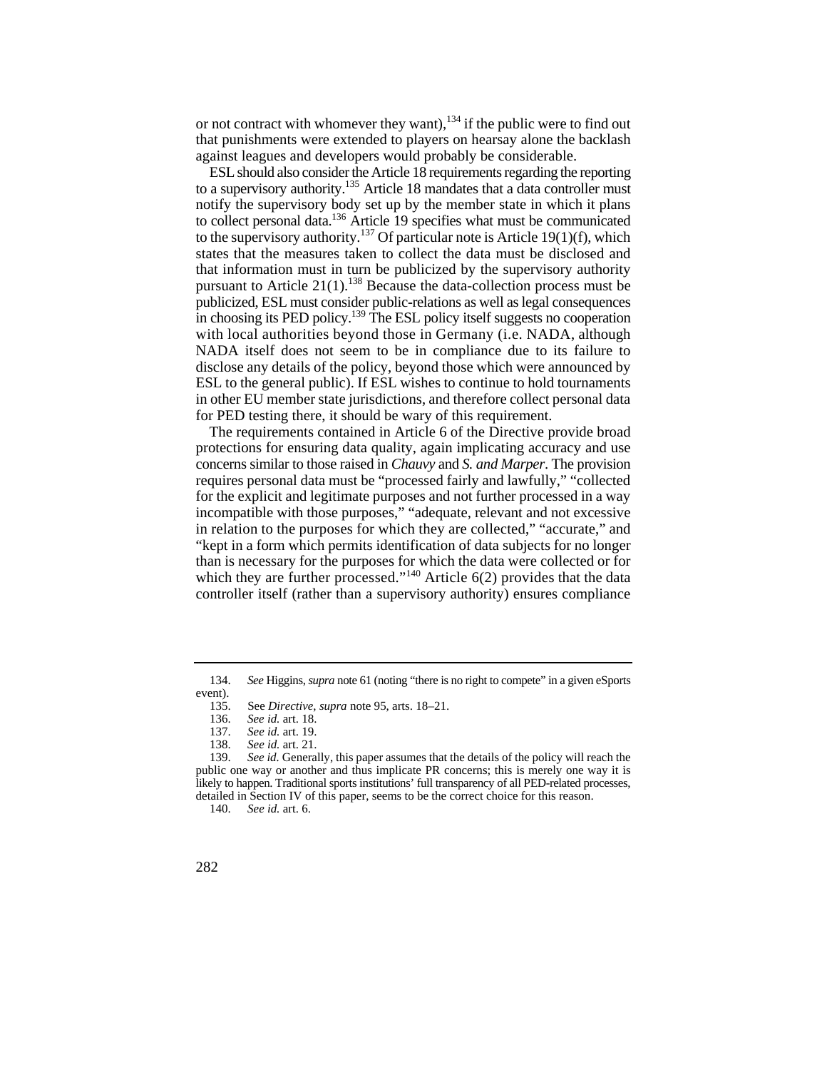or not contract with whomever they want),[134] if the public were to find out that punishments were extended to players on hearsay alone the backlash against leagues and developers would probably be considerable.

ESL should also consider the Article 18 requirements regarding the reporting to a supervisory authority.[135] Article 18 mandates that a data controller must notify the supervisory body set up by the member state in which it plans to collect personal data.[136] Article 19 specifies what must be communicated to the supervisory authority.[137] Of particular note is Article 19(1)(f), which states that the measures taken to collect the data must be disclosed and that information must in turn be publicized by the supervisory authority pursuant to Article 21(1).[138] Because the data-collection process must be publicized, ESL must consider public-relations as well as legal consequences in choosing its PED policy.[139] The ESL policy itself suggests no cooperation with local authorities beyond those in Germany (i.e. NADA, although NADA itself does not seem to be in compliance due to its failure to disclose any details of the policy, beyond those which were announced by ESL to the general public). If ESL wishes to continue to hold tournaments in other EU member state jurisdictions, and therefore collect personal data for PED testing there, it should be wary of this requirement.

The requirements contained in Article 6 of the Directive provide broad protections for ensuring data quality, again implicating accuracy and use concerns similar to those raised in *Chauvy* and *S. and Marper*. The provision requires personal data must be "processed fairly and lawfully," "collected for the explicit and legitimate purposes and not further processed in a way incompatible with those purposes," "adequate, relevant and not excessive in relation to the purposes for which they are collected," "accurate," and "kept in a form which permits identification of data subjects for no longer than is necessary for the purposes for which the data were collected or for which they are further processed."[140] Article 6(2) provides that the data controller itself (rather than a supervisory authority) ensures compliance

---

134. *See* Higgins, *supra* note 61 (noting "there is no right to compete" in a given eSports event).

135. See *Directive*, *supra* note 95, arts. 18–21.

136. *See id.* art. 18.

137. *See id.* art. 19.

138. *See id.* art. 21.

139. *See id.* Generally, this paper assumes that the details of the policy will reach the public one way or another and thus implicate PR concerns; this is merely one way it is likely to happen. Traditional sports institutions' full transparency of all PED-related processes, detailed in Section IV of this paper, seems to be the correct choice for this reason.

140. *See id.* art. 6.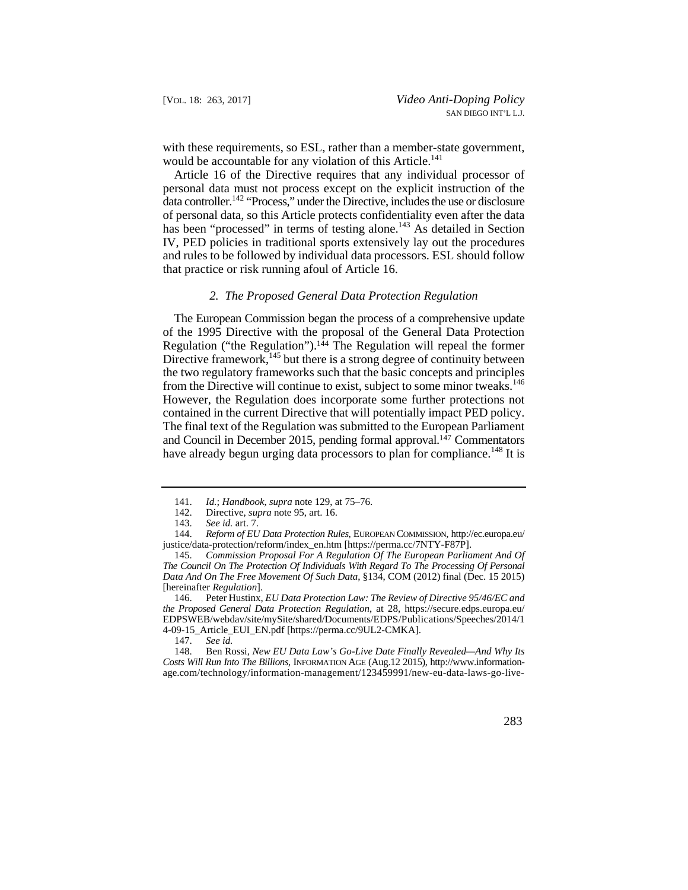with these requirements, so ESL, rather than a member-state government, would be accountable for any violation of this Article.[141]

Article 16 of the Directive requires that any individual processor of personal data must not process except on the explicit instruction of the data controller.[142] "Process," under the Directive, includes the use or disclosure of personal data, so this Article protects confidentiality even after the data has been "processed" in terms of testing alone.[143] As detailed in Section IV, PED policies in traditional sports extensively lay out the procedures and rules to be followed by individual data processors. ESL should follow that practice or risk running afoul of Article 16.

### *2. The Proposed General Data Protection Regulation*

The European Commission began the process of a comprehensive update of the 1995 Directive with the proposal of the General Data Protection Regulation ("the Regulation").[144] The Regulation will repeal the former Directive framework,[145] but there is a strong degree of continuity between the two regulatory frameworks such that the basic concepts and principles from the Directive will continue to exist, subject to some minor tweaks.[146] However, the Regulation does incorporate some further protections not contained in the current Directive that will potentially impact PED policy. The final text of the Regulation was submitted to the European Parliament and Council in December 2015, pending formal approval.[147] Commentators have already begun urging data processors to plan for compliance.[148] It is

---

141. *Id.*; *Handbook*, *supra* note 129, at 75–76.

142. Directive, *supra* note 95, art. 16.

143. *See id.* art. 7.

144. *Reform of EU Data Protection Rules*, EUROPEAN COMMISSION, http://ec.europa.eu/justice/data-protection/reform/index_en.htm [https://perma.cc/7NTY-F87P].

145. *Commission Proposal For A Regulation Of The European Parliament And Of The Council On The Protection Of Individuals With Regard To The Processing Of Personal Data And On The Free Movement Of Such Data*, §134, COM (2012) final (Dec. 15 2015) [hereinafter *Regulation*].

146. Peter Hustinx, *EU Data Protection Law: The Review of Directive 95/46/EC and the Proposed General Data Protection Regulation*, at 28, https://secure.edps.europa.eu/EDPSWEB/webdav/site/mySite/shared/Documents/EDPS/Publications/Speeches/2014/14-09-15_Article_EUI_EN.pdf [https://perma.cc/9UL2-CMKA].

147. *See id.*

148. Ben Rossi, *New EU Data Law's Go-Live Date Finally Revealed—And Why Its Costs Will Run Into The Billions*, INFORMATION AGE (Aug.12 2015), http://www.information-age.com/technology/information-management/123459991/new-eu-data-laws-go-live-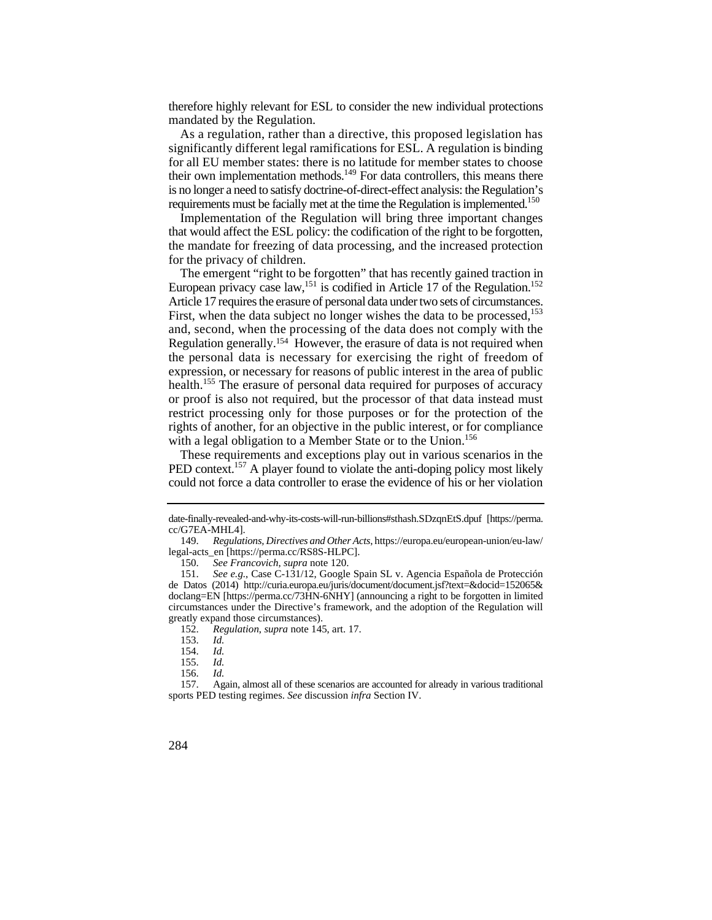therefore highly relevant for ESL to consider the new individual protections mandated by the Regulation.

As a regulation, rather than a directive, this proposed legislation has significantly different legal ramifications for ESL. A regulation is binding for all EU member states: there is no latitude for member states to choose their own implementation methods.[149] For data controllers, this means there is no longer a need to satisfy doctrine-of-direct-effect analysis: the Regulation's requirements must be facially met at the time the Regulation is implemented.[150]

Implementation of the Regulation will bring three important changes that would affect the ESL policy: the codification of the right to be forgotten, the mandate for freezing of data processing, and the increased protection for the privacy of children.

The emergent "right to be forgotten" that has recently gained traction in European privacy case law,[151] is codified in Article 17 of the Regulation.[152] Article 17 requires the erasure of personal data under two sets of circumstances. First, when the data subject no longer wishes the data to be processed,[153] and, second, when the processing of the data does not comply with the Regulation generally.[154] However, the erasure of data is not required when the personal data is necessary for exercising the right of freedom of expression, or necessary for reasons of public interest in the area of public health.[155] The erasure of personal data required for purposes of accuracy or proof is also not required, but the processor of that data instead must restrict processing only for those purposes or for the protection of the rights of another, for an objective in the public interest, or for compliance with a legal obligation to a Member State or to the Union.[156]

These requirements and exceptions play out in various scenarios in the PED context.[157] A player found to violate the anti-doping policy most likely could not force a data controller to erase the evidence of his or her violation

---

date-finally-revealed-and-why-its-costs-will-run-billions#sthash.SDzqnEtS.dpuf [https://perma.cc/G7EA-MHL4].

149. *Regulations, Directives and Other Acts*, https://europa.eu/european-union/eu-law/legal-acts_en [https://perma.cc/RS8S-HLPC].

150. *See Francovich*, *supra* note 120.

151. *See e.g.*, Case C-131/12, Google Spain SL v. Agencia Española de Protección de Datos (2014) http://curia.europa.eu/juris/document/document.jsf?text=&docid=152065&doclang=EN [https://perma.cc/73HN-6NHY] (announcing a right to be forgotten in limited circumstances under the Directive's framework, and the adoption of the Regulation will greatly expand those circumstances).

152. *Regulation*, *supra* note 145, art. 17.

153. *Id.*

154. *Id.*

155. *Id.*

156. *Id.*

157. Again, almost all of these scenarios are accounted for already in various traditional sports PED testing regimes. *See* discussion *infra* Section IV.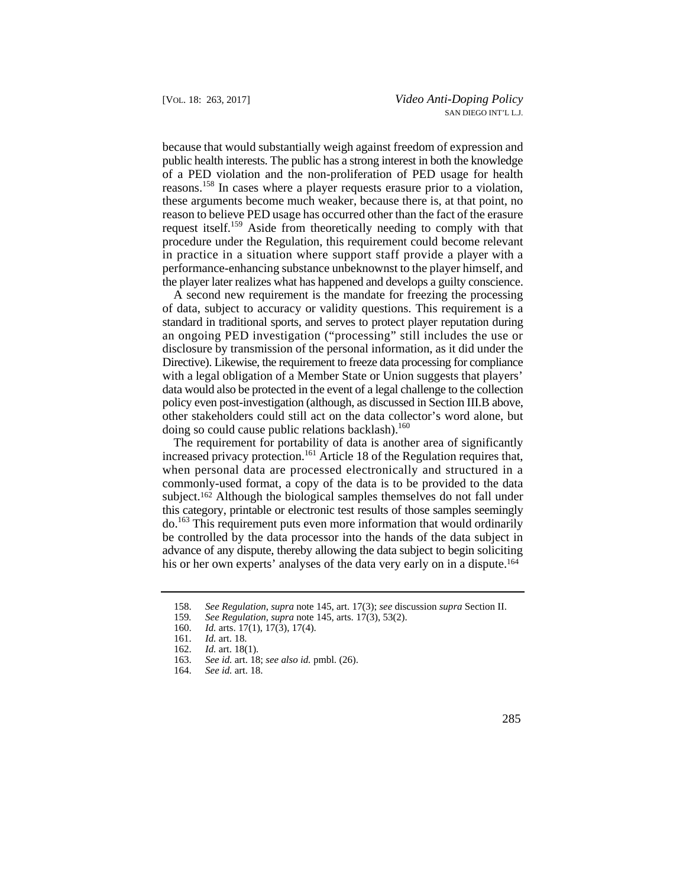because that would substantially weigh against freedom of expression and public health interests. The public has a strong interest in both the knowledge of a PED violation and the non-proliferation of PED usage for health reasons.[158] In cases where a player requests erasure prior to a violation, these arguments become much weaker, because there is, at that point, no reason to believe PED usage has occurred other than the fact of the erasure request itself.[159] Aside from theoretically needing to comply with that procedure under the Regulation, this requirement could become relevant in practice in a situation where support staff provide a player with a performance-enhancing substance unbeknownst to the player himself, and the player later realizes what has happened and develops a guilty conscience.

A second new requirement is the mandate for freezing the processing of data, subject to accuracy or validity questions. This requirement is a standard in traditional sports, and serves to protect player reputation during an ongoing PED investigation ("processing" still includes the use or disclosure by transmission of the personal information, as it did under the Directive). Likewise, the requirement to freeze data processing for compliance with a legal obligation of a Member State or Union suggests that players' data would also be protected in the event of a legal challenge to the collection policy even post-investigation (although, as discussed in Section III.B above, other stakeholders could still act on the data collector's word alone, but doing so could cause public relations backlash).[160]

The requirement for portability of data is another area of significantly increased privacy protection.[161] Article 18 of the Regulation requires that, when personal data are processed electronically and structured in a commonly-used format, a copy of the data is to be provided to the data subject.[162] Although the biological samples themselves do not fall under this category, printable or electronic test results of those samples seemingly do.[163] This requirement puts even more information that would ordinarily be controlled by the data processor into the hands of the data subject in advance of any dispute, thereby allowing the data subject to begin soliciting his or her own experts' analyses of the data very early on in a dispute.[164]

---

158. *See Regulation*, *supra* note 145, art. 17(3); *see* discussion *supra* Section II.

159. *See Regulation*, *supra* note 145, arts. 17(3), 53(2).

160. *Id.* arts. 17(1), 17(3), 17(4).

161. *Id.* art. 18.

162. *Id.* art. 18(1).

163. *See id.* art. 18; *see also id.* pmbl. (26).

164. *See id.* art. 18.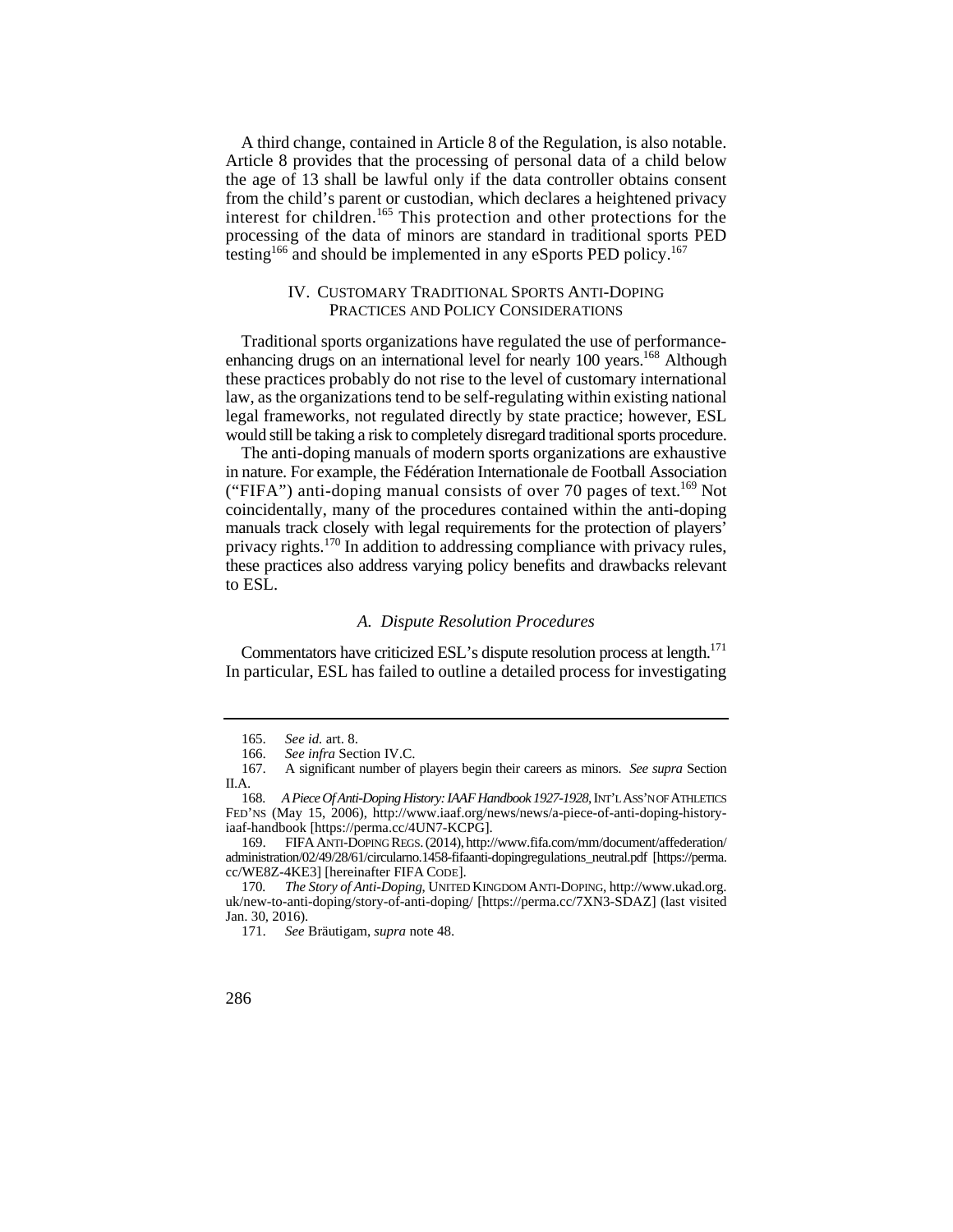A third change, contained in Article 8 of the Regulation, is also notable. Article 8 provides that the processing of personal data of a child below the age of 13 shall be lawful only if the data controller obtains consent from the child's parent or custodian, which declares a heightened privacy interest for children.[165] This protection and other protections for the processing of the data of minors are standard in traditional sports PED testing[166] and should be implemented in any eSports PED policy.[167]

## IV. CUSTOMARY TRADITIONAL SPORTS ANTI-DOPING PRACTICES AND POLICY CONSIDERATIONS

Traditional sports organizations have regulated the use of performance-enhancing drugs on an international level for nearly 100 years.[168] Although these practices probably do not rise to the level of customary international law, as the organizations tend to be self-regulating within existing national legal frameworks, not regulated directly by state practice; however, ESL would still be taking a risk to completely disregard traditional sports procedure.

The anti-doping manuals of modern sports organizations are exhaustive in nature. For example, the Fédération Internationale de Football Association ("FIFA") anti-doping manual consists of over 70 pages of text.[169] Not coincidentally, many of the procedures contained within the anti-doping manuals track closely with legal requirements for the protection of players' privacy rights.[170] In addition to addressing compliance with privacy rules, these practices also address varying policy benefits and drawbacks relevant to ESL.

### *A. Dispute Resolution Procedures*

Commentators have criticized ESL's dispute resolution process at length.[171] In particular, ESL has failed to outline a detailed process for investigating

---

165. *See id.* art. 8.

166. *See infra* Section IV.C.

167. A significant number of players begin their careers as minors. *See supra* Section II.A.

168. *A Piece Of Anti-Doping History: IAAF Handbook 1927-1928*, INT'L ASS'N OF ATHLETICS FED'NS (May 15, 2006), http://www.iaaf.org/news/news/a-piece-of-anti-doping-history-iaaf-handbook [https://perma.cc/4UN7-KCPG].

169. FIFA ANTI-DOPING REGS. (2014), http://www.fifa.com/mm/document/affederation/administration/02/49/28/61/circularno.1458-fifaanti-dopingregulations_neutral.pdf [https://perma.cc/WE8Z-4KE3] [hereinafter FIFA CODE].

170. *The Story of Anti-Doping*, UNITED KINGDOM ANTI-DOPING, http://www.ukad.org.uk/new-to-anti-doping/story-of-anti-doping/ [https://perma.cc/7XN3-SDAZ] (last visited Jan. 30, 2016).

171. *See* Bräutigam, *supra* note 48.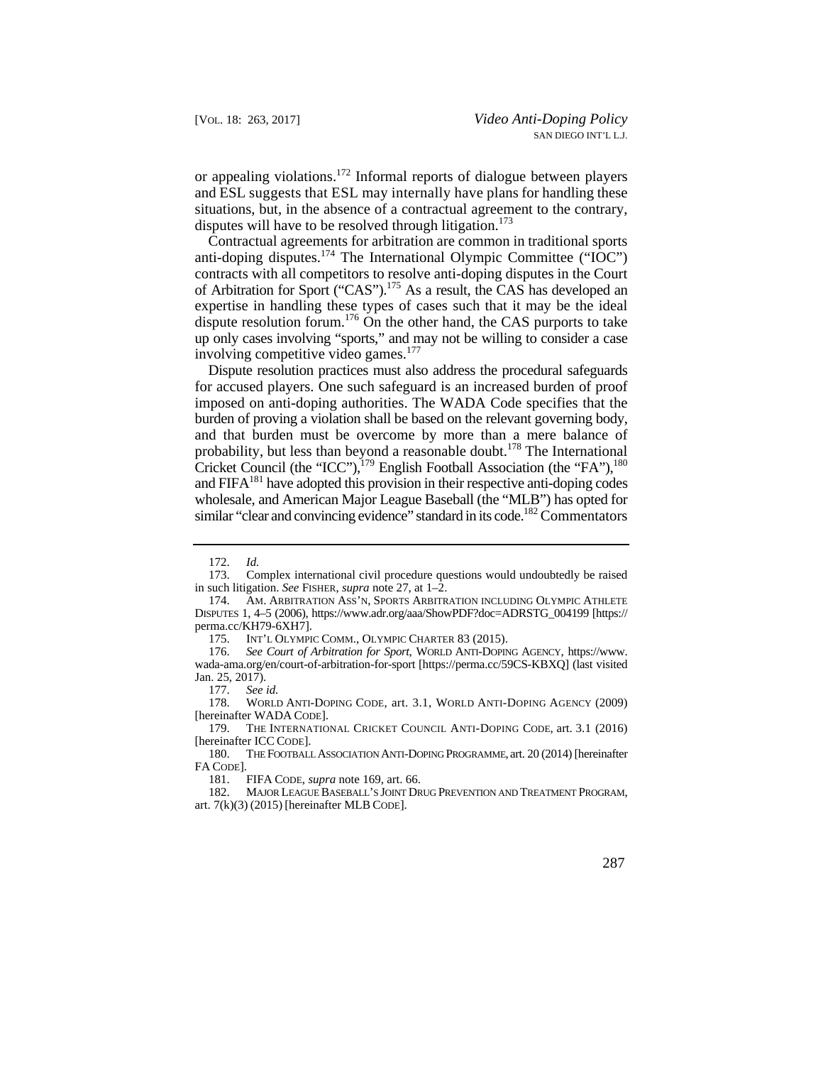or appealing violations.[172] Informal reports of dialogue between players and ESL suggests that ESL may internally have plans for handling these situations, but, in the absence of a contractual agreement to the contrary, disputes will have to be resolved through litigation.[173]

Contractual agreements for arbitration are common in traditional sports anti-doping disputes.[174] The International Olympic Committee ("IOC") contracts with all competitors to resolve anti-doping disputes in the Court of Arbitration for Sport ("CAS").[175] As a result, the CAS has developed an expertise in handling these types of cases such that it may be the ideal dispute resolution forum.[176] On the other hand, the CAS purports to take up only cases involving "sports," and may not be willing to consider a case involving competitive video games.[177]

Dispute resolution practices must also address the procedural safeguards for accused players. One such safeguard is an increased burden of proof imposed on anti-doping authorities. The WADA Code specifies that the burden of proving a violation shall be based on the relevant governing body, and that burden must be overcome by more than a mere balance of probability, but less than beyond a reasonable doubt.[178] The International Cricket Council (the "ICC"),[179] English Football Association (the "FA"),[180] and FIFA[181] have adopted this provision in their respective anti-doping codes wholesale, and American Major League Baseball (the "MLB") has opted for similar "clear and convincing evidence" standard in its code.[182] Commentators

---

172. *Id.*

173. Complex international civil procedure questions would undoubtedly be raised in such litigation. *See* FISHER, *supra* note 27, at 1–2.

174. AM. ARBITRATION ASS'N, SPORTS ARBITRATION INCLUDING OLYMPIC ATHLETE DISPUTES 1, 4–5 (2006), https://www.adr.org/aaa/ShowPDF?doc=ADRSTG_004199 [https://perma.cc/KH79-6XH7].

175. INT'L OLYMPIC COMM., OLYMPIC CHARTER 83 (2015).

176. *See Court of Arbitration for Sport*, WORLD ANTI-DOPING AGENCY, https://www.wada-ama.org/en/court-of-arbitration-for-sport [https://perma.cc/59CS-KBXQ] (last visited Jan. 25, 2017).

177. *See id.*

178. WORLD ANTI-DOPING CODE, art. 3.1, WORLD ANTI-DOPING AGENCY (2009) [hereinafter WADA CODE].

179. THE INTERNATIONAL CRICKET COUNCIL ANTI-DOPING CODE, art. 3.1 (2016) [hereinafter ICC CODE].

180. THE FOOTBALL ASSOCIATION ANTI-DOPING PROGRAMME, art. 20 (2014) [hereinafter FA CODE].

181. FIFA CODE, *supra* note 169, art. 66.

182. MAJOR LEAGUE BASEBALL'S JOINT DRUG PREVENTION AND TREATMENT PROGRAM, art. 7(k)(3) (2015) [hereinafter MLB CODE].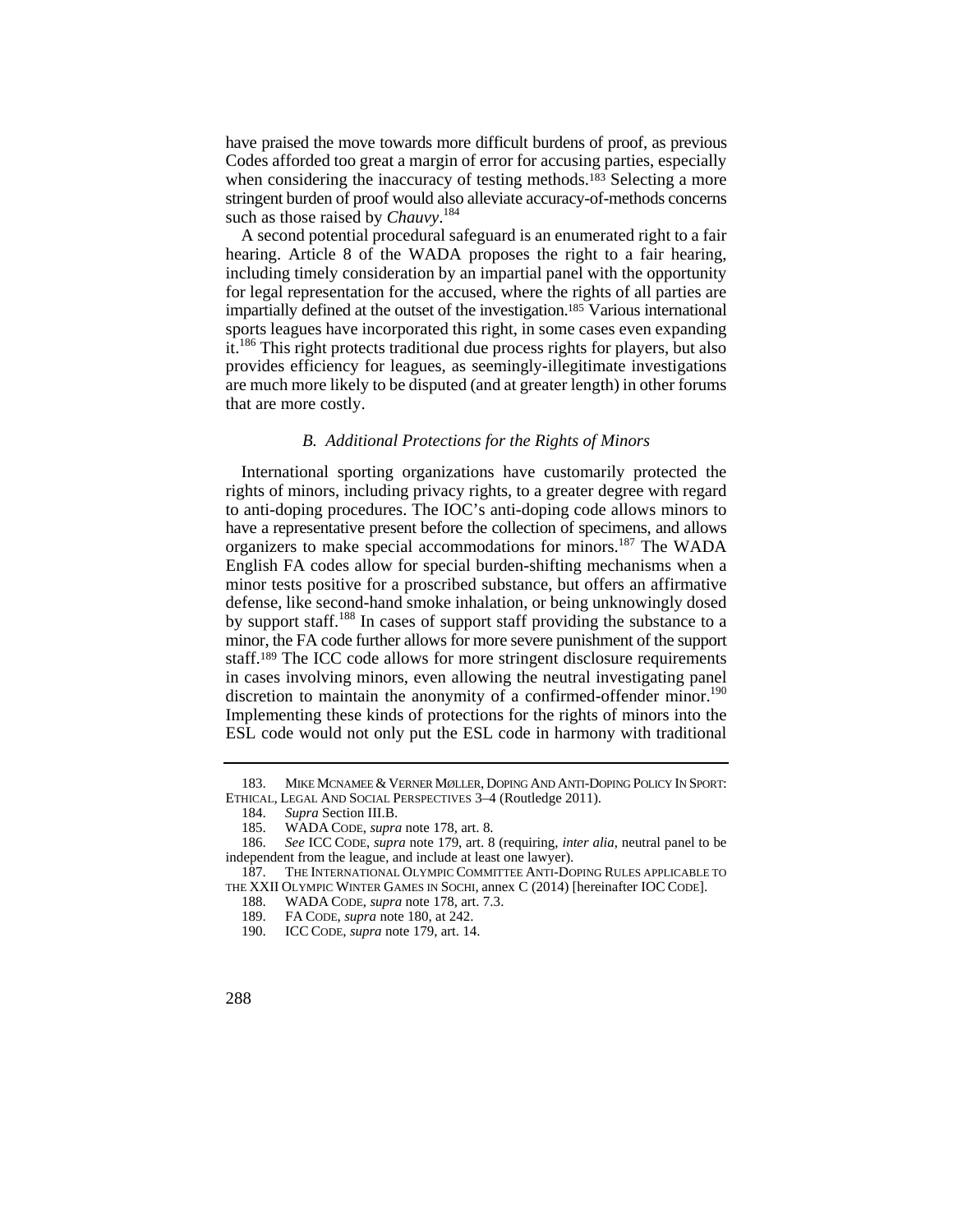have praised the move towards more difficult burdens of proof, as previous Codes afforded too great a margin of error for accusing parties, especially when considering the inaccuracy of testing methods.[183] Selecting a more stringent burden of proof would also alleviate accuracy-of-methods concerns such as those raised by *Chauvy*.[184]

A second potential procedural safeguard is an enumerated right to a fair hearing. Article 8 of the WADA proposes the right to a fair hearing, including timely consideration by an impartial panel with the opportunity for legal representation for the accused, where the rights of all parties are impartially defined at the outset of the investigation.[185] Various international sports leagues have incorporated this right, in some cases even expanding it.[186] This right protects traditional due process rights for players, but also provides efficiency for leagues, as seemingly-illegitimate investigations are much more likely to be disputed (and at greater length) in other forums that are more costly.

### *B. Additional Protections for the Rights of Minors*

International sporting organizations have customarily protected the rights of minors, including privacy rights, to a greater degree with regard to anti-doping procedures. The IOC's anti-doping code allows minors to have a representative present before the collection of specimens, and allows organizers to make special accommodations for minors.[187] The WADA English FA codes allow for special burden-shifting mechanisms when a minor tests positive for a proscribed substance, but offers an affirmative defense, like second-hand smoke inhalation, or being unknowingly dosed by support staff.[188] In cases of support staff providing the substance to a minor, the FA code further allows for more severe punishment of the support staff.[189] The ICC code allows for more stringent disclosure requirements in cases involving minors, even allowing the neutral investigating panel discretion to maintain the anonymity of a confirmed-offender minor.[190] Implementing these kinds of protections for the rights of minors into the ESL code would not only put the ESL code in harmony with traditional

---

183. MIKE MCNAMEE & VERNER MØLLER, DOPING AND ANTI-DOPING POLICY IN SPORT: ETHICAL, LEGAL AND SOCIAL PERSPECTIVES 3–4 (Routledge 2011).

184. *Supra* Section III.B.

185. WADA CODE, *supra* note 178, art. 8.

186. *See* ICC CODE, *supra* note 179, art. 8 (requiring, *inter alia*, neutral panel to be independent from the league, and include at least one lawyer).

187. THE INTERNATIONAL OLYMPIC COMMITTEE ANTI-DOPING RULES APPLICABLE TO THE XXII OLYMPIC WINTER GAMES IN SOCHI, annex C (2014) [hereinafter IOC CODE].

188. WADA CODE, *supra* note 178, art. 7.3.

189. FA CODE, *supra* note 180, at 242.

190. ICC CODE, *supra* note 179, art. 14.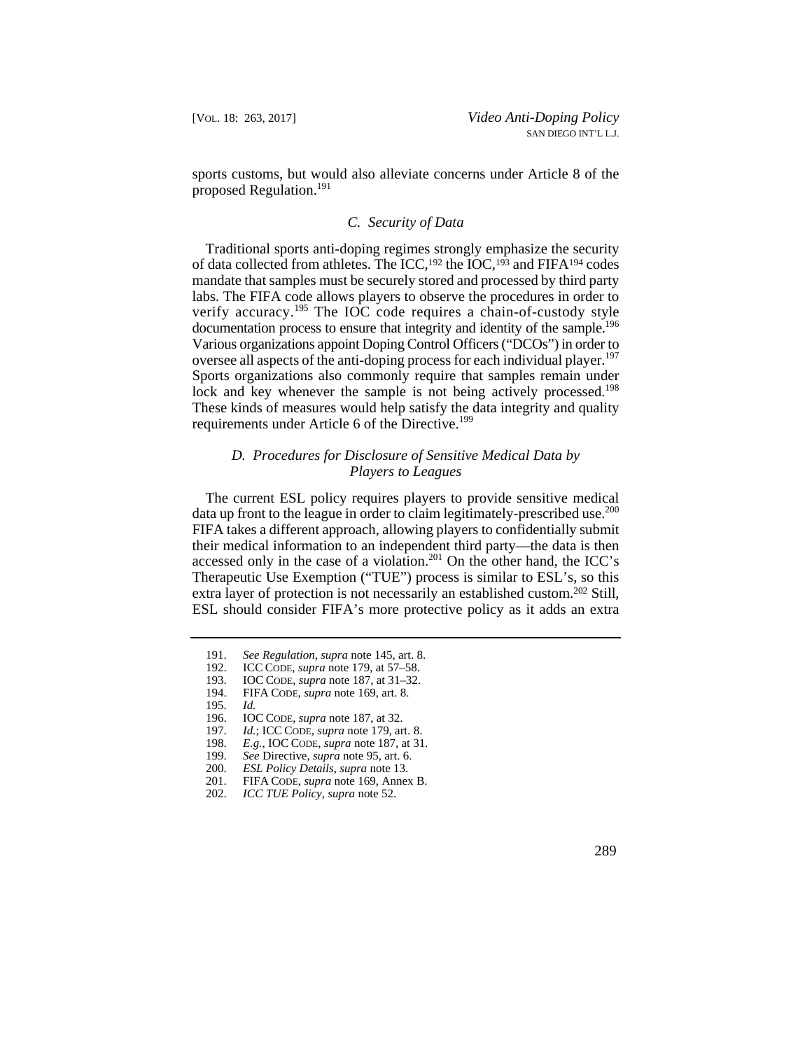sports customs, but would also alleviate concerns under Article 8 of the proposed Regulation.[191]

### *C. Security of Data*

Traditional sports anti-doping regimes strongly emphasize the security of data collected from athletes. The ICC,[192] the IOC,[193] and FIFA[194] codes mandate that samples must be securely stored and processed by third party labs. The FIFA code allows players to observe the procedures in order to verify accuracy.[195] The IOC code requires a chain-of-custody style documentation process to ensure that integrity and identity of the sample.[196] Various organizations appoint Doping Control Officers ("DCOs") in order to oversee all aspects of the anti-doping process for each individual player.[197] Sports organizations also commonly require that samples remain under lock and key whenever the sample is not being actively processed.[198] These kinds of measures would help satisfy the data integrity and quality requirements under Article 6 of the Directive.[199]

### *D. Procedures for Disclosure of Sensitive Medical Data by Players to Leagues*

The current ESL policy requires players to provide sensitive medical data up front to the league in order to claim legitimately-prescribed use.[200] FIFA takes a different approach, allowing players to confidentially submit their medical information to an independent third party—the data is then accessed only in the case of a violation.[201] On the other hand, the ICC's Therapeutic Use Exemption ("TUE") process is similar to ESL's, so this extra layer of protection is not necessarily an established custom.[202] Still, ESL should consider FIFA's more protective policy as it adds an extra

---

191. *See Regulation*, *supra* note 145, art. 8.
192. ICC CODE, *supra* note 179, at 57–58.
193. IOC CODE, *supra* note 187, at 31–32.
194. FIFA CODE, *supra* note 169, art. 8.
195. *Id.*
196. IOC CODE, *supra* note 187, at 32.
197. *Id.*; ICC CODE, *supra* note 179, art. 8.
198. *E.g.*, IOC CODE, *supra* note 187, at 31.
199. *See* Directive, *supra* note 95, art. 6.
200. *ESL Policy Details*, *supra* note 13.
201. FIFA CODE, *supra* note 169, Annex B.
202. *ICC TUE Policy*, *supra* note 52.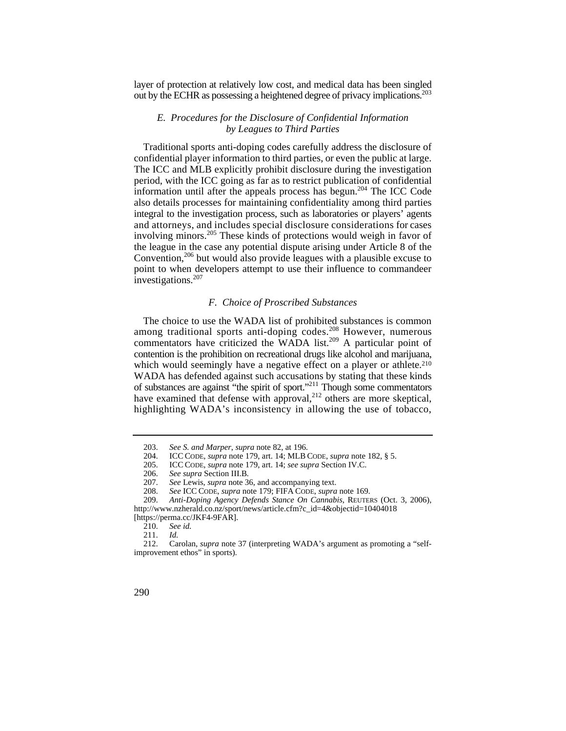layer of protection at relatively low cost, and medical data has been singled out by the ECHR as possessing a heightened degree of privacy implications.[203]

### *E. Procedures for the Disclosure of Confidential Information by Leagues to Third Parties*

Traditional sports anti-doping codes carefully address the disclosure of confidential player information to third parties, or even the public at large. The ICC and MLB explicitly prohibit disclosure during the investigation period, with the ICC going as far as to restrict publication of confidential information until after the appeals process has begun.[204] The ICC Code also details processes for maintaining confidentiality among third parties integral to the investigation process, such as laboratories or players' agents and attorneys, and includes special disclosure considerations for cases involving minors.[205] These kinds of protections would weigh in favor of the league in the case any potential dispute arising under Article 8 of the Convention,[206] but would also provide leagues with a plausible excuse to point to when developers attempt to use their influence to commandeer investigations.[207]

### *F. Choice of Proscribed Substances*

The choice to use the WADA list of prohibited substances is common among traditional sports anti-doping codes.[208] However, numerous commentators have criticized the WADA list.[209] A particular point of contention is the prohibition on recreational drugs like alcohol and marijuana, which would seemingly have a negative effect on a player or athlete.[210] WADA has defended against such accusations by stating that these kinds of substances are against "the spirit of sport."[211] Though some commentators have examined that defense with approval,[212] others are more skeptical, highlighting WADA's inconsistency in allowing the use of tobacco,

---

203. *See S. and Marper*, *supra* note 82, at 196.

204. ICC CODE, *supra* note 179, art. 14; MLB CODE, *supra* note 182, § 5.

205. ICC CODE, *supra* note 179, art. 14; *see supra* Section IV.C.

206. *See supra* Section III.B.

207. *See* Lewis, *supra* note 36, and accompanying text.

208. *See* ICC CODE, *supra* note 179; FIFA CODE, *supra* note 169.

209. *Anti-Doping Agency Defends Stance On Cannabis*, REUTERS (Oct. 3, 2006), http://www.nzherald.co.nz/sport/news/article.cfm?c_id=4&objectid=10404018 [https://perma.cc/JKF4-9FAR].

210. *See id.*

211. *Id.*

212. Carolan, *supra* note 37 (interpreting WADA's argument as promoting a "self-improvement ethos" in sports).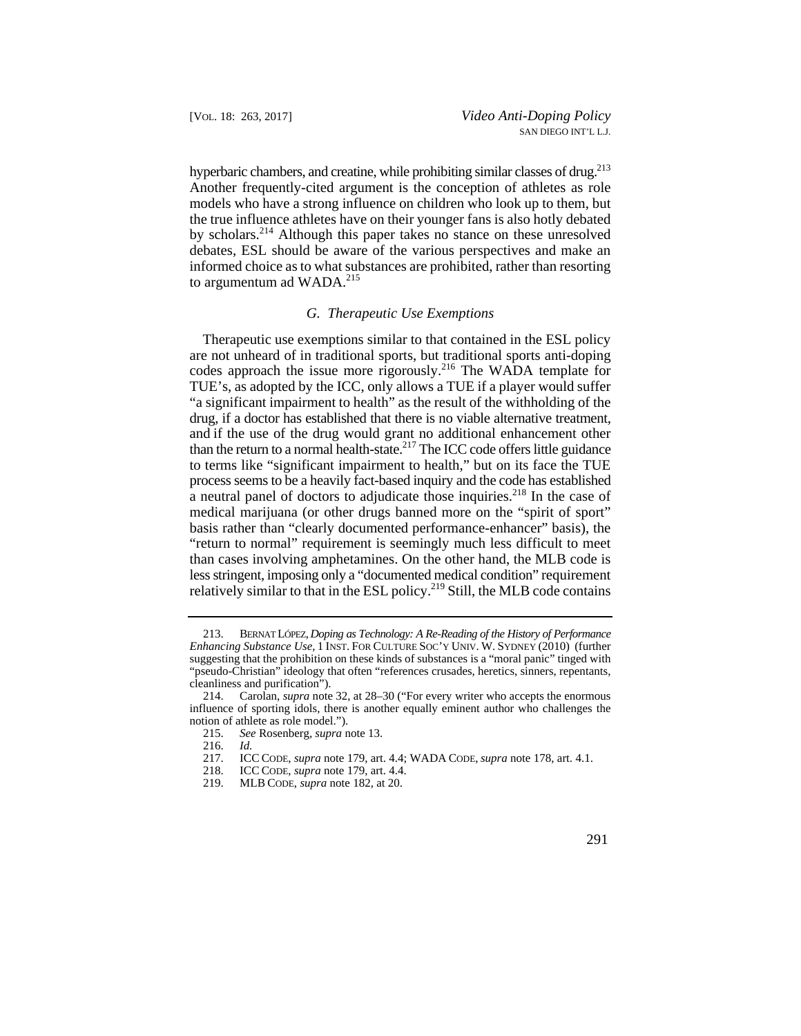hyperbaric chambers, and creatine, while prohibiting similar classes of drug.[213] Another frequently-cited argument is the conception of athletes as role models who have a strong influence on children who look up to them, but the true influence athletes have on their younger fans is also hotly debated by scholars.[214] Although this paper takes no stance on these unresolved debates, ESL should be aware of the various perspectives and make an informed choice as to what substances are prohibited, rather than resorting to argumentum ad WADA.[215]

### *G. Therapeutic Use Exemptions*

Therapeutic use exemptions similar to that contained in the ESL policy are not unheard of in traditional sports, but traditional sports anti-doping codes approach the issue more rigorously.[216] The WADA template for TUE's, as adopted by the ICC, only allows a TUE if a player would suffer "a significant impairment to health" as the result of the withholding of the drug, if a doctor has established that there is no viable alternative treatment, and if the use of the drug would grant no additional enhancement other than the return to a normal health-state.[217] The ICC code offers little guidance to terms like "significant impairment to health," but on its face the TUE process seems to be a heavily fact-based inquiry and the code has established a neutral panel of doctors to adjudicate those inquiries.[218] In the case of medical marijuana (or other drugs banned more on the "spirit of sport" basis rather than "clearly documented performance-enhancer" basis), the "return to normal" requirement is seemingly much less difficult to meet than cases involving amphetamines. On the other hand, the MLB code is less stringent, imposing only a "documented medical condition" requirement relatively similar to that in the ESL policy.[219] Still, the MLB code contains

---

213. BERNAT LÓPEZ, *Doping as Technology: A Re-Reading of the History of Performance Enhancing Substance Use*, 1 INST. FOR CULTURE SOC'Y UNIV. W. SYDNEY (2010) (further suggesting that the prohibition on these kinds of substances is a "moral panic" tinged with "pseudo-Christian" ideology that often "references crusades, heretics, sinners, repentants, cleanliness and purification").

214. Carolan, *supra* note 32, at 28–30 ("For every writer who accepts the enormous influence of sporting idols, there is another equally eminent author who challenges the notion of athlete as role model.").

215. *See* Rosenberg, *supra* note 13.

216. *Id.*

217. ICC CODE, *supra* note 179, art. 4.4; WADA CODE, *supra* note 178, art. 4.1.

218. ICC CODE, *supra* note 179, art. 4.4.

219. MLB CODE, *supra* note 182, at 20.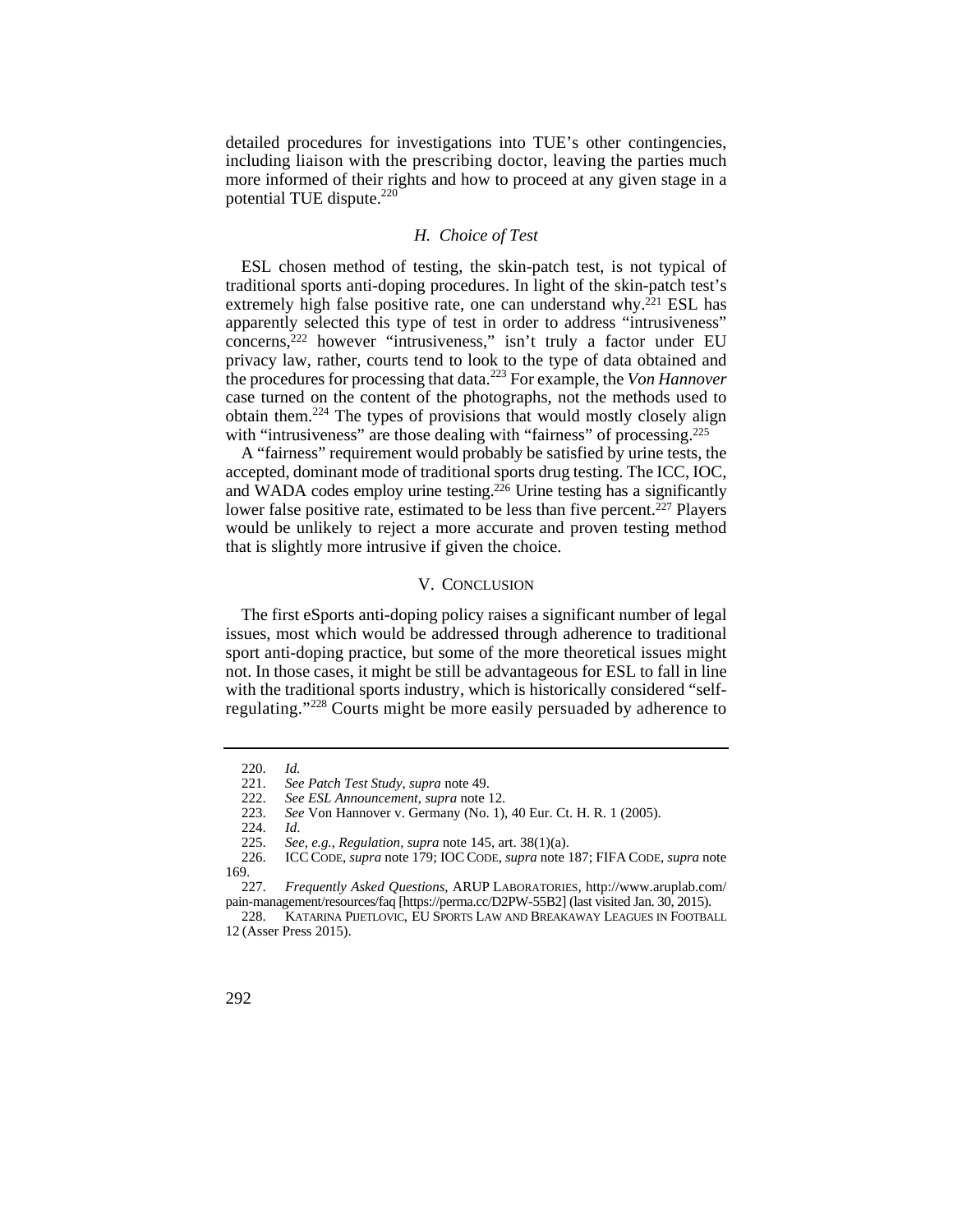detailed procedures for investigations into TUE's other contingencies, including liaison with the prescribing doctor, leaving the parties much more informed of their rights and how to proceed at any given stage in a potential TUE dispute.[220]

### *H. Choice of Test*

ESL chosen method of testing, the skin-patch test, is not typical of traditional sports anti-doping procedures. In light of the skin-patch test's extremely high false positive rate, one can understand why.[221] ESL has apparently selected this type of test in order to address "intrusiveness" concerns,[222] however "intrusiveness," isn't truly a factor under EU privacy law, rather, courts tend to look to the type of data obtained and the procedures for processing that data.[223] For example, the *Von Hannover* case turned on the content of the photographs, not the methods used to obtain them.[224] The types of provisions that would mostly closely align with "intrusiveness" are those dealing with "fairness" of processing.[225]

A "fairness" requirement would probably be satisfied by urine tests, the accepted, dominant mode of traditional sports drug testing. The ICC, IOC, and WADA codes employ urine testing.[226] Urine testing has a significantly lower false positive rate, estimated to be less than five percent.[227] Players would be unlikely to reject a more accurate and proven testing method that is slightly more intrusive if given the choice.

## V. CONCLUSION

The first eSports anti-doping policy raises a significant number of legal issues, most which would be addressed through adherence to traditional sport anti-doping practice, but some of the more theoretical issues might not. In those cases, it might be still be advantageous for ESL to fall in line with the traditional sports industry, which is historically considered "self-regulating."[228] Courts might be more easily persuaded by adherence to

---

220. *Id.*

221. *See Patch Test Study*, *supra* note 49.

222. *See ESL Announcement*, *supra* note 12.

223. *See* Von Hannover v. Germany (No. 1), 40 Eur. Ct. H. R. 1 (2005).

224. *Id*.

225. *See, e.g.*, *Regulation*, *supra* note 145, art. 38(1)(a).

226. ICC CODE, *supra* note 179; IOC CODE, *supra* note 187; FIFA CODE, *supra* note 169.

227. *Frequently Asked Questions*, ARUP LABORATORIES, http://www.aruplab.com/pain-management/resources/faq [https://perma.cc/D2PW-55B2] (last visited Jan. 30, 2015).

228. KATARINA PIJETLOVIC, EU SPORTS LAW AND BREAKAWAY LEAGUES IN FOOTBALL 12 (Asser Press 2015).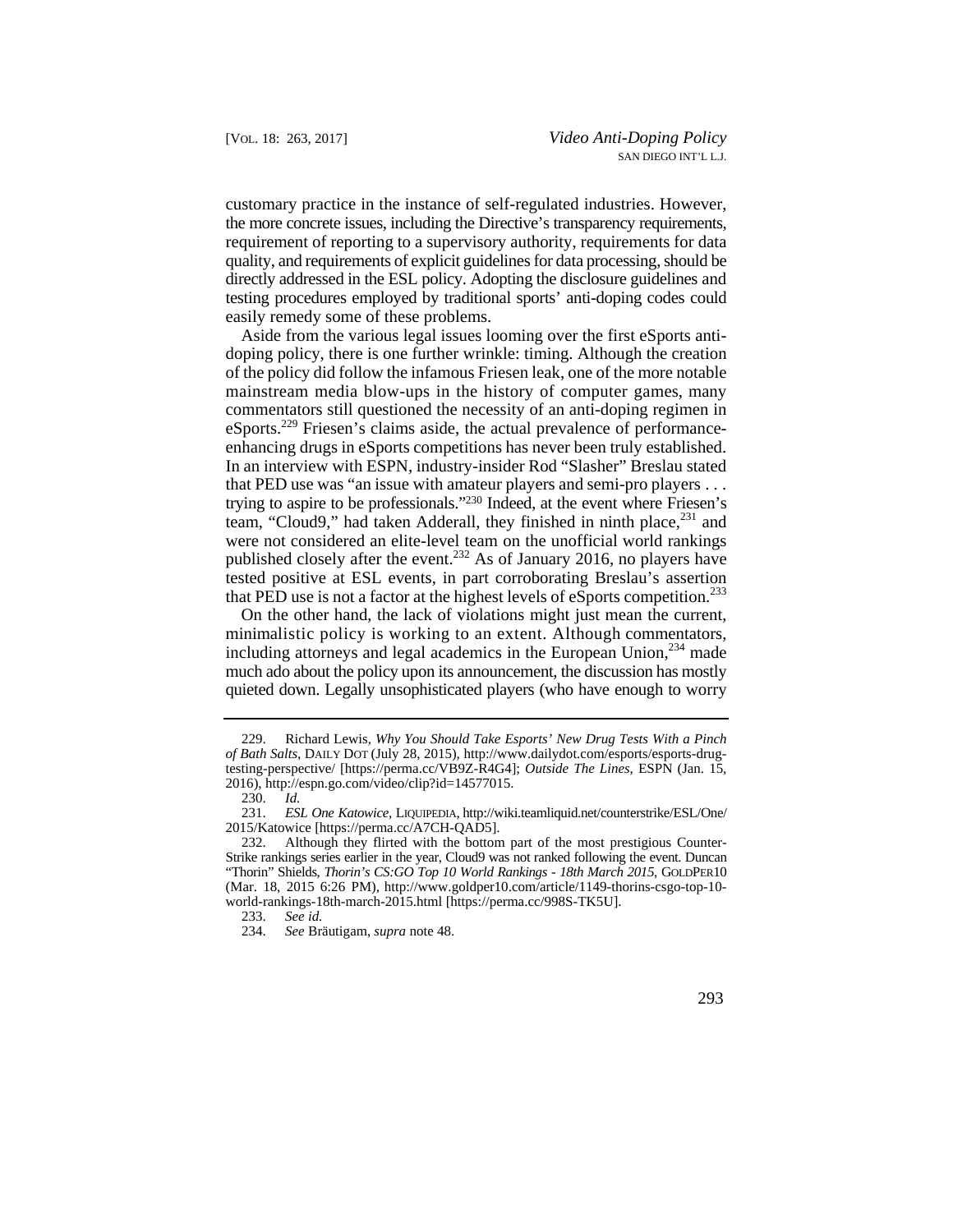customary practice in the instance of self-regulated industries. However, the more concrete issues, including the Directive's transparency requirements, requirement of reporting to a supervisory authority, requirements for data quality, and requirements of explicit guidelines for data processing, should be directly addressed in the ESL policy. Adopting the disclosure guidelines and testing procedures employed by traditional sports' anti-doping codes could easily remedy some of these problems.

Aside from the various legal issues looming over the first eSports anti-doping policy, there is one further wrinkle: timing. Although the creation of the policy did follow the infamous Friesen leak, one of the more notable mainstream media blow-ups in the history of computer games, many commentators still questioned the necessity of an anti-doping regimen in eSports.[229] Friesen's claims aside, the actual prevalence of performance-enhancing drugs in eSports competitions has never been truly established. In an interview with ESPN, industry-insider Rod "Slasher" Breslau stated that PED use was "an issue with amateur players and semi-pro players . . . trying to aspire to be professionals."[230] Indeed, at the event where Friesen's team, "Cloud9," had taken Adderall, they finished in ninth place,[231] and were not considered an elite-level team on the unofficial world rankings published closely after the event.[232] As of January 2016, no players have tested positive at ESL events, in part corroborating Breslau's assertion that PED use is not a factor at the highest levels of eSports competition.[233]

On the other hand, the lack of violations might just mean the current, minimalistic policy is working to an extent. Although commentators, including attorneys and legal academics in the European Union,[234] made much ado about the policy upon its announcement, the discussion has mostly quieted down. Legally unsophisticated players (who have enough to worry

---

229. Richard Lewis, *Why You Should Take Esports' New Drug Tests With a Pinch of Bath Salts*, DAILY DOT (July 28, 2015), http://www.dailydot.com/esports/esports-drug-testing-perspective/ [https://perma.cc/VB9Z-R4G4]; *Outside The Lines*, ESPN (Jan. 15, 2016), http://espn.go.com/video/clip?id=14577015.

230. *Id.*

231. *ESL One Katowice*, LIQUIPEDIA, http://wiki.teamliquid.net/counterstrike/ESL/One/2015/Katowice [https://perma.cc/A7CH-QAD5].

232. Although they flirted with the bottom part of the most prestigious Counter-Strike rankings series earlier in the year, Cloud9 was not ranked following the event. Duncan "Thorin" Shields, *Thorin's CS:GO Top 10 World Rankings - 18th March 2015*, GOLDPER10 (Mar. 18, 2015 6:26 PM), http://www.goldper10.com/article/1149-thorins-csgo-top-10-world-rankings-18th-march-2015.html [https://perma.cc/998S-TK5U].

233. *See id.*

234. *See* Bräutigam, *supra* note 48.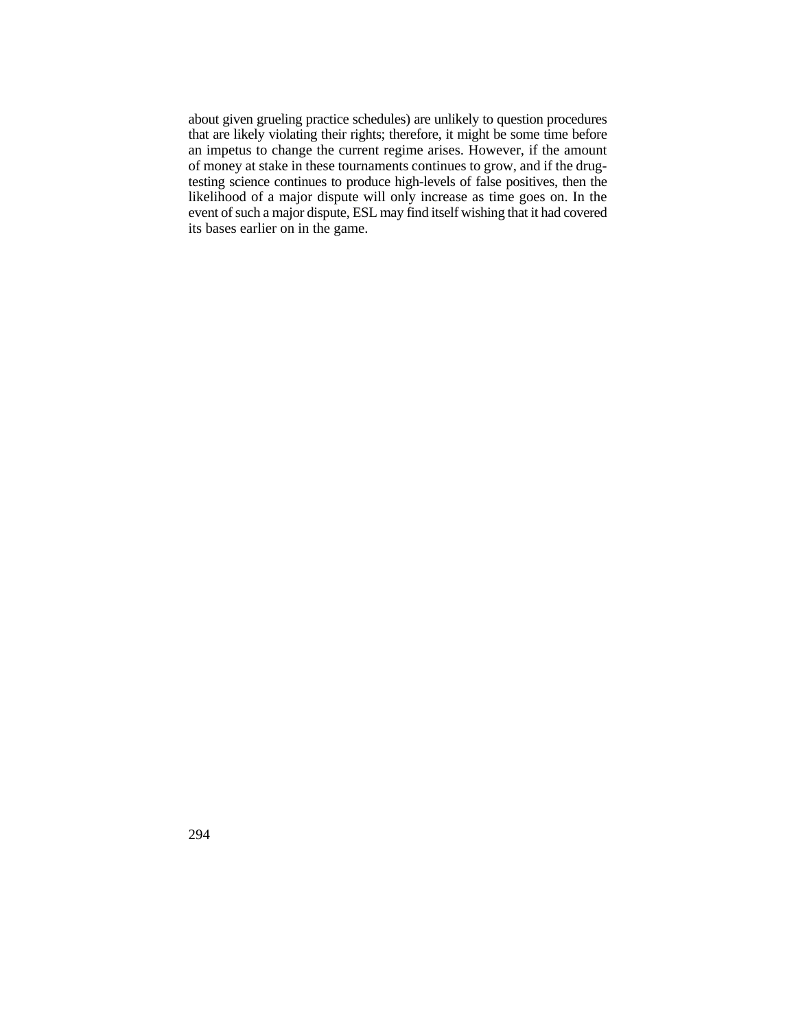about given grueling practice schedules) are unlikely to question procedures that are likely violating their rights; therefore, it might be some time before an impetus to change the current regime arises. However, if the amount of money at stake in these tournaments continues to grow, and if the drug-testing science continues to produce high-levels of false positives, then the likelihood of a major dispute will only increase as time goes on. In the event of such a major dispute, ESL may find itself wishing that it had covered its bases earlier on in the game.